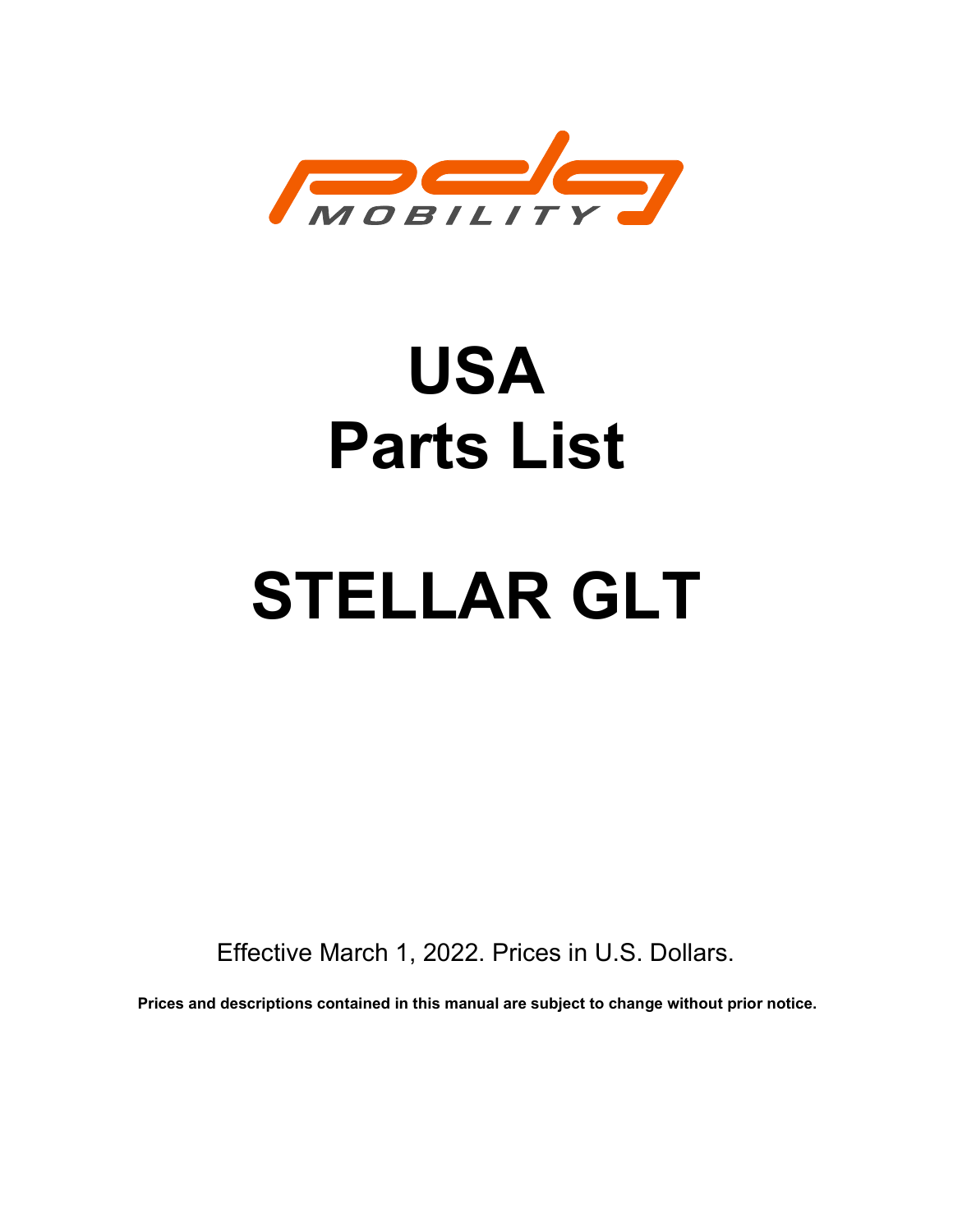# USA
# Parts List

# STELLAR GLT

Effective March 1, 2022. Prices in U.S. Dollars.

**Prices and descriptions contained in this manual are subject to change without prior notice.**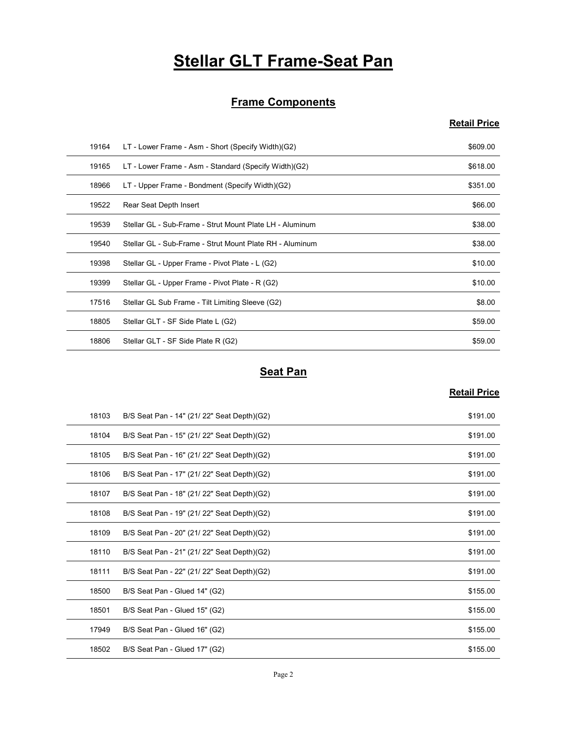# Stellar GLT Frame-Seat Pan

## Frame Components

| | | Retail Price |
|---|---|---|
| 19164 | LT - Lower Frame - Asm - Short (Specify Width)(G2) | $609.00 |
| 19165 | LT - Lower Frame - Asm - Standard (Specify Width)(G2) | $618.00 |
| 18966 | LT - Upper Frame - Bondment (Specify Width)(G2) | $351.00 |
| 19522 | Rear Seat Depth Insert | $66.00 |
| 19539 | Stellar GL - Sub-Frame - Strut Mount Plate LH - Aluminum | $38.00 |
| 19540 | Stellar GL - Sub-Frame - Strut Mount Plate RH - Aluminum | $38.00 |
| 19398 | Stellar GL - Upper Frame - Pivot Plate - L (G2) | $10.00 |
| 19399 | Stellar GL - Upper Frame - Pivot Plate - R (G2) | $10.00 |
| 17516 | Stellar GL Sub Frame - Tilt Limiting Sleeve (G2) | $8.00 |
| 18805 | Stellar GLT - SF Side Plate L (G2) | $59.00 |
| 18806 | Stellar GLT - SF Side Plate R (G2) | $59.00 |

## Seat Pan

| | | Retail Price |
|---|---|---|
| 18103 | B/S Seat Pan - 14" (21/ 22" Seat Depth)(G2) | $191.00 |
| 18104 | B/S Seat Pan - 15" (21/ 22" Seat Depth)(G2) | $191.00 |
| 18105 | B/S Seat Pan - 16" (21/ 22" Seat Depth)(G2) | $191.00 |
| 18106 | B/S Seat Pan - 17" (21/ 22" Seat Depth)(G2) | $191.00 |
| 18107 | B/S Seat Pan - 18" (21/ 22" Seat Depth)(G2) | $191.00 |
| 18108 | B/S Seat Pan - 19" (21/ 22" Seat Depth)(G2) | $191.00 |
| 18109 | B/S Seat Pan - 20" (21/ 22" Seat Depth)(G2) | $191.00 |
| 18110 | B/S Seat Pan - 21" (21/ 22" Seat Depth)(G2) | $191.00 |
| 18111 | B/S Seat Pan - 22" (21/ 22" Seat Depth)(G2) | $191.00 |
| 18500 | B/S Seat Pan - Glued 14" (G2) | $155.00 |
| 18501 | B/S Seat Pan - Glued 15" (G2) | $155.00 |
| 17949 | B/S Seat Pan - Glued 16" (G2) | $155.00 |
| 18502 | B/S Seat Pan - Glued 17" (G2) | $155.00 |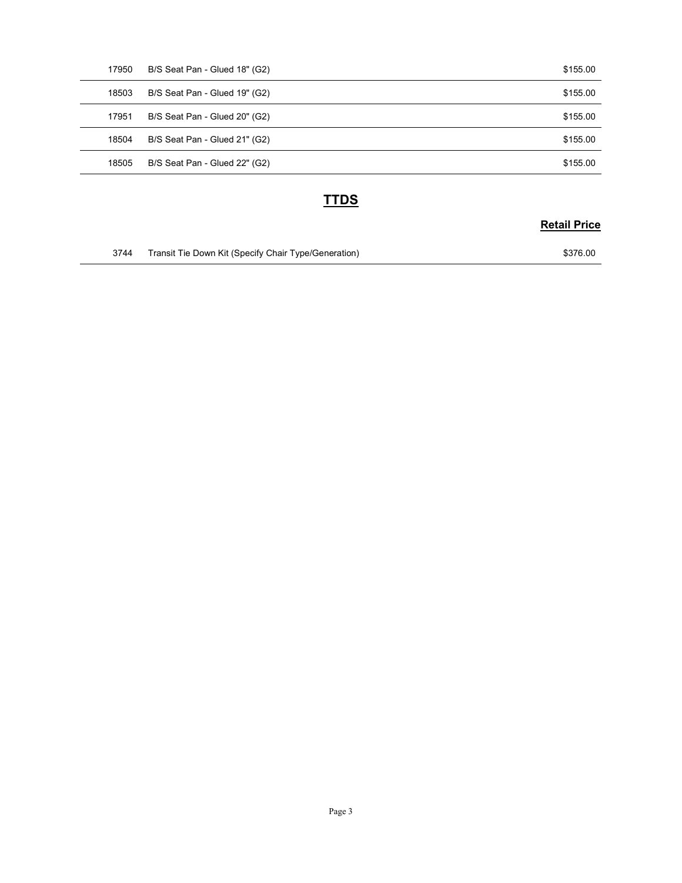| | | |
|---|---|---|
| 17950 | B/S Seat Pan - Glued 18" (G2) | $155.00 |
| 18503 | B/S Seat Pan - Glued 19" (G2) | $155.00 |
| 17951 | B/S Seat Pan - Glued 20" (G2) | $155.00 |
| 18504 | B/S Seat Pan - Glued 21" (G2) | $155.00 |
| 18505 | B/S Seat Pan - Glued 22" (G2) | $155.00 |

## TTDS

| | | Retail Price |
|---|---|---|
| 3744 | Transit Tie Down Kit (Specify Chair Type/Generation) | $376.00 |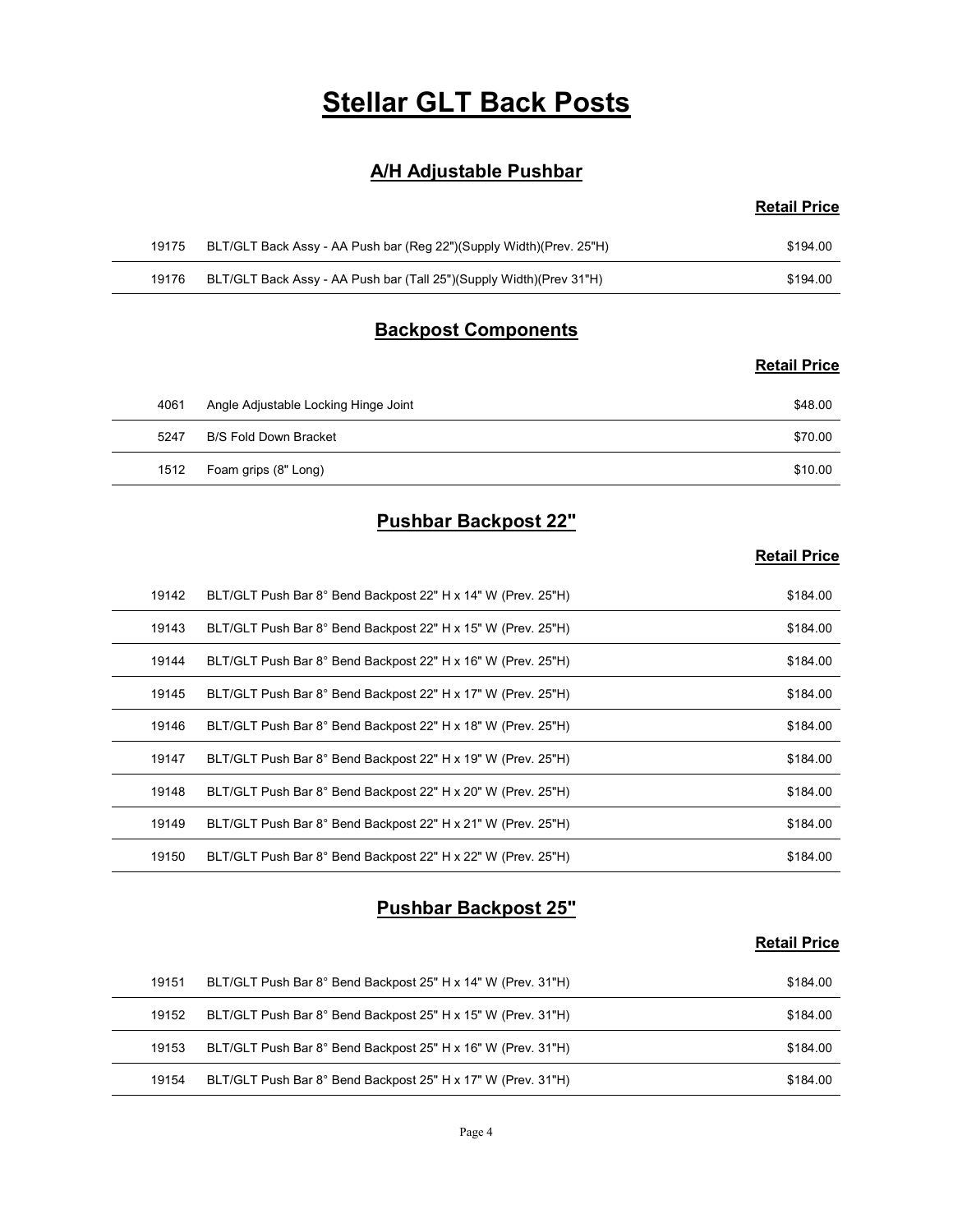# Stellar GLT Back Posts

## A/H Adjustable Pushbar

| | | Retail Price |
|---|---|---|
| 19175 | BLT/GLT Back Assy - AA Push bar (Reg 22")(Supply Width)(Prev. 25"H) | $194.00 |
| 19176 | BLT/GLT Back Assy - AA Push bar (Tall 25")(Supply Width)(Prev 31"H) | $194.00 |

## Backpost Components

| | | Retail Price |
|---|---|---|
| 4061 | Angle Adjustable Locking Hinge Joint | $48.00 |
| 5247 | B/S Fold Down Bracket | $70.00 |
| 1512 | Foam grips (8" Long) | $10.00 |

## Pushbar Backpost 22"

| | | Retail Price |
|---|---|---|
| 19142 | BLT/GLT Push Bar 8° Bend Backpost 22" H x 14" W (Prev. 25"H) | $184.00 |
| 19143 | BLT/GLT Push Bar 8° Bend Backpost 22" H x 15" W (Prev. 25"H) | $184.00 |
| 19144 | BLT/GLT Push Bar 8° Bend Backpost 22" H x 16" W (Prev. 25"H) | $184.00 |
| 19145 | BLT/GLT Push Bar 8° Bend Backpost 22" H x 17" W (Prev. 25"H) | $184.00 |
| 19146 | BLT/GLT Push Bar 8° Bend Backpost 22" H x 18" W (Prev. 25"H) | $184.00 |
| 19147 | BLT/GLT Push Bar 8° Bend Backpost 22" H x 19" W (Prev. 25"H) | $184.00 |
| 19148 | BLT/GLT Push Bar 8° Bend Backpost 22" H x 20" W (Prev. 25"H) | $184.00 |
| 19149 | BLT/GLT Push Bar 8° Bend Backpost 22" H x 21" W (Prev. 25"H) | $184.00 |
| 19150 | BLT/GLT Push Bar 8° Bend Backpost 22" H x 22" W (Prev. 25"H) | $184.00 |

## Pushbar Backpost 25"

| | | Retail Price |
|---|---|---|
| 19151 | BLT/GLT Push Bar 8° Bend Backpost 25" H x 14" W (Prev. 31"H) | $184.00 |
| 19152 | BLT/GLT Push Bar 8° Bend Backpost 25" H x 15" W (Prev. 31"H) | $184.00 |
| 19153 | BLT/GLT Push Bar 8° Bend Backpost 25" H x 16" W (Prev. 31"H) | $184.00 |
| 19154 | BLT/GLT Push Bar 8° Bend Backpost 25" H x 17" W (Prev. 31"H) | $184.00 |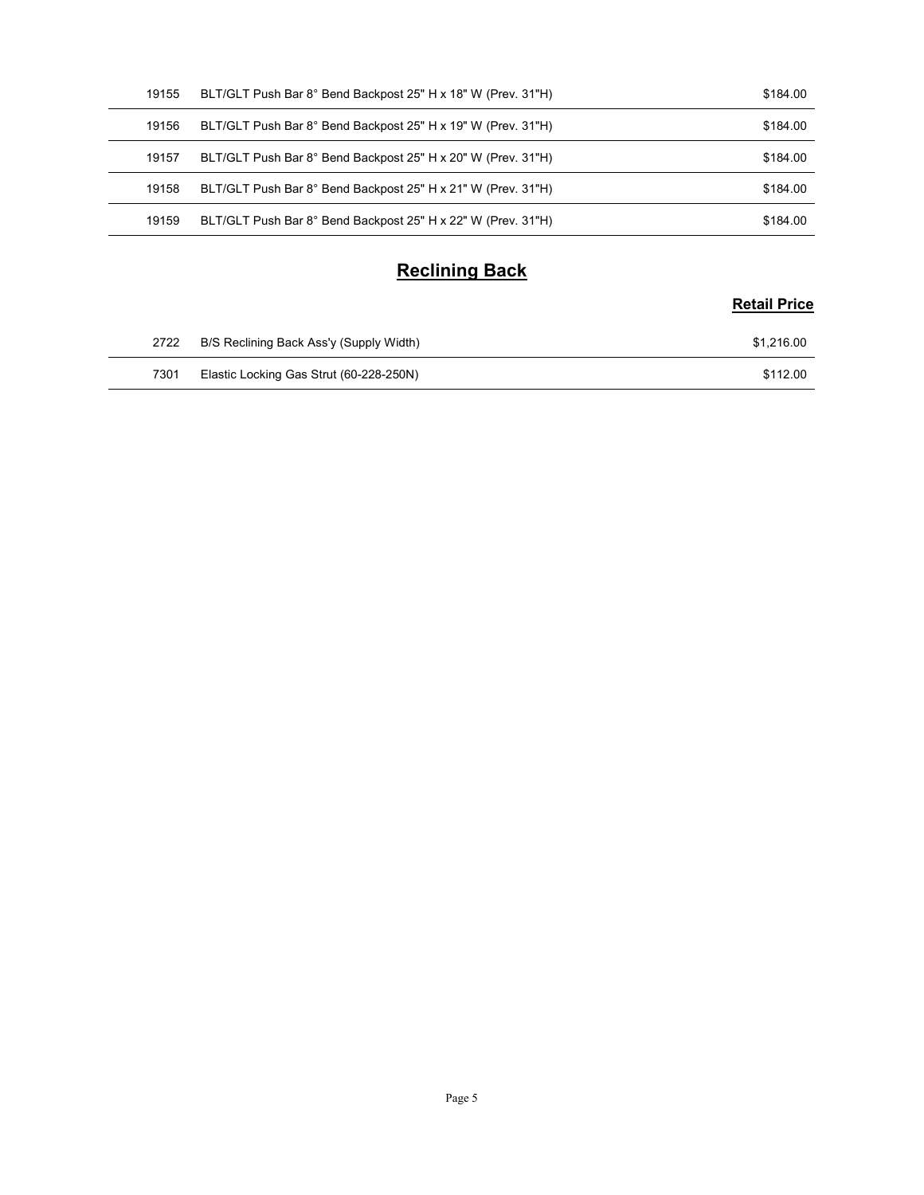| | | |
|---|---|---|
| 19155 | BLT/GLT Push Bar 8° Bend Backpost 25" H x 18" W (Prev. 31"H) | $184.00 |
| 19156 | BLT/GLT Push Bar 8° Bend Backpost 25" H x 19" W (Prev. 31"H) | $184.00 |
| 19157 | BLT/GLT Push Bar 8° Bend Backpost 25" H x 20" W (Prev. 31"H) | $184.00 |
| 19158 | BLT/GLT Push Bar 8° Bend Backpost 25" H x 21" W (Prev. 31"H) | $184.00 |
| 19159 | BLT/GLT Push Bar 8° Bend Backpost 25" H x 22" W (Prev. 31"H) | $184.00 |

## Reclining Back

| | | Retail Price |
|---|---|---|
| 2722 | B/S Reclining Back Ass'y (Supply Width) | $1,216.00 |
| 7301 | Elastic Locking Gas Strut (60-228-250N) | $112.00 |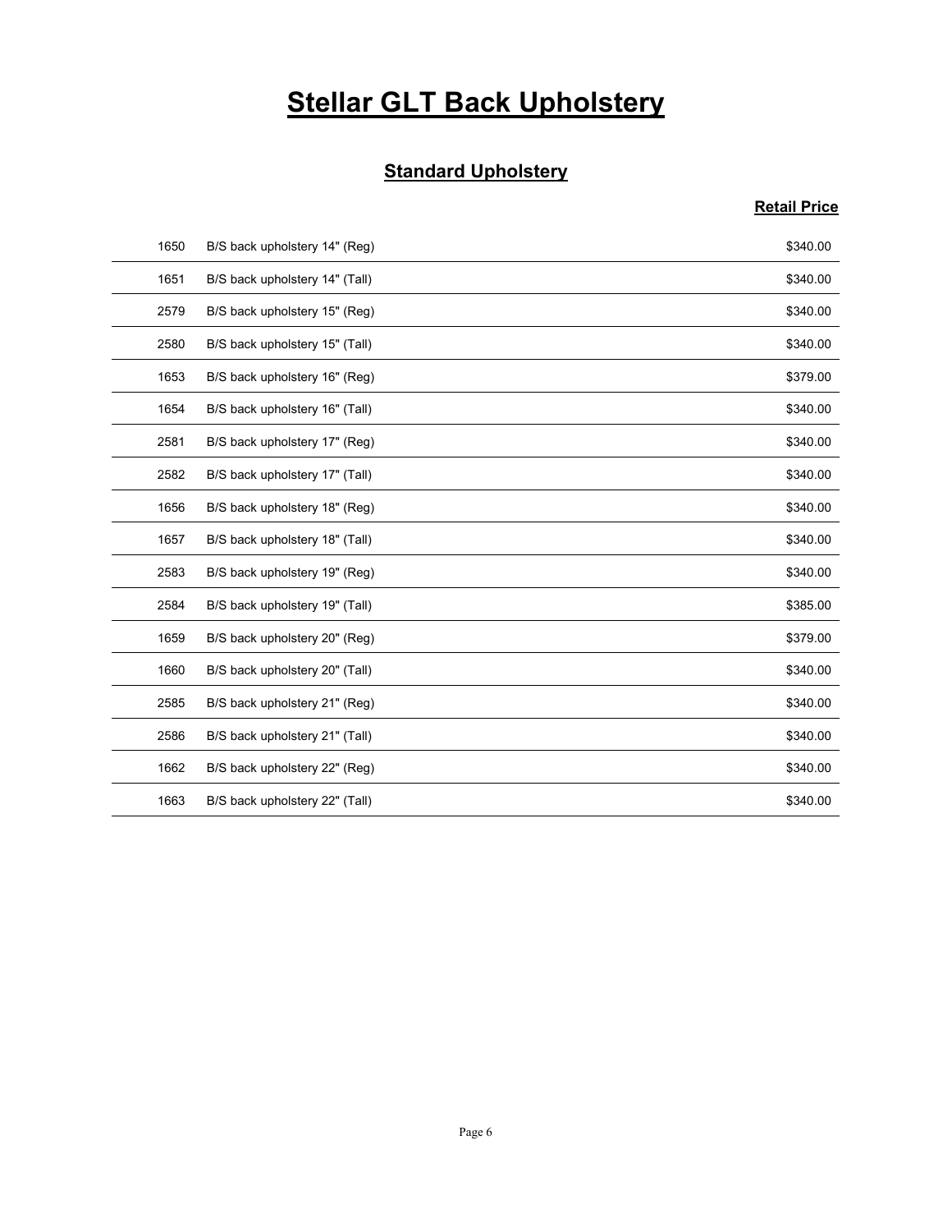# Stellar GLT Back Upholstery

## Standard Upholstery

| | | Retail Price |
|---|---|---|
| 1650 | B/S back upholstery 14" (Reg) | $340.00 |
| 1651 | B/S back upholstery 14" (Tall) | $340.00 |
| 2579 | B/S back upholstery 15" (Reg) | $340.00 |
| 2580 | B/S back upholstery 15" (Tall) | $340.00 |
| 1653 | B/S back upholstery 16" (Reg) | $379.00 |
| 1654 | B/S back upholstery 16" (Tall) | $340.00 |
| 2581 | B/S back upholstery 17" (Reg) | $340.00 |
| 2582 | B/S back upholstery 17" (Tall) | $340.00 |
| 1656 | B/S back upholstery 18" (Reg) | $340.00 |
| 1657 | B/S back upholstery 18" (Tall) | $340.00 |
| 2583 | B/S back upholstery 19" (Reg) | $340.00 |
| 2584 | B/S back upholstery 19" (Tall) | $385.00 |
| 1659 | B/S back upholstery 20" (Reg) | $379.00 |
| 1660 | B/S back upholstery 20" (Tall) | $340.00 |
| 2585 | B/S back upholstery 21" (Reg) | $340.00 |
| 2586 | B/S back upholstery 21" (Tall) | $340.00 |
| 1662 | B/S back upholstery 22" (Reg) | $340.00 |
| 1663 | B/S back upholstery 22" (Tall) | $340.00 |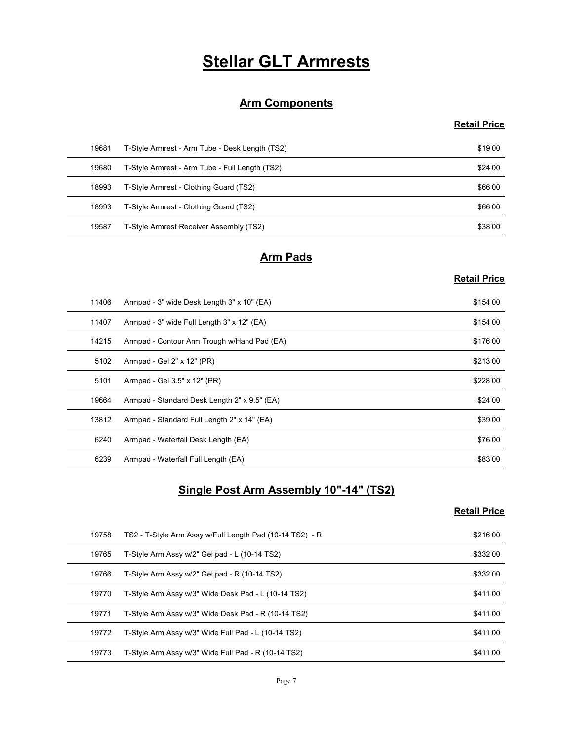# Stellar GLT Armrests

## Arm Components

| | | Retail Price |
|---|---|---|
| 19681 | T-Style Armrest - Arm Tube - Desk Length (TS2) | $19.00 |
| 19680 | T-Style Armrest - Arm Tube - Full Length (TS2) | $24.00 |
| 18993 | T-Style Armrest - Clothing Guard (TS2) | $66.00 |
| 18993 | T-Style Armrest - Clothing Guard (TS2) | $66.00 |
| 19587 | T-Style Armrest Receiver Assembly (TS2) | $38.00 |

## Arm Pads

| | | Retail Price |
|---|---|---|
| 11406 | Armpad - 3" wide Desk Length 3" x 10" (EA) | $154.00 |
| 11407 | Armpad - 3" wide Full Length 3" x 12" (EA) | $154.00 |
| 14215 | Armpad - Contour Arm Trough w/Hand Pad (EA) | $176.00 |
| 5102 | Armpad - Gel 2" x 12" (PR) | $213.00 |
| 5101 | Armpad - Gel 3.5" x 12" (PR) | $228.00 |
| 19664 | Armpad - Standard Desk Length 2" x 9.5" (EA) | $24.00 |
| 13812 | Armpad - Standard Full Length 2" x 14" (EA) | $39.00 |
| 6240 | Armpad - Waterfall Desk Length (EA) | $76.00 |
| 6239 | Armpad - Waterfall Full Length (EA) | $83.00 |

## Single Post Arm Assembly 10"-14" (TS2)

| | | Retail Price |
|---|---|---|
| 19758 | TS2 - T-Style Arm Assy w/Full Length Pad (10-14 TS2) - R | $216.00 |
| 19765 | T-Style Arm Assy w/2" Gel pad - L (10-14 TS2) | $332.00 |
| 19766 | T-Style Arm Assy w/2" Gel pad - R (10-14 TS2) | $332.00 |
| 19770 | T-Style Arm Assy w/3" Wide Desk Pad - L (10-14 TS2) | $411.00 |
| 19771 | T-Style Arm Assy w/3" Wide Desk Pad - R (10-14 TS2) | $411.00 |
| 19772 | T-Style Arm Assy w/3" Wide Full Pad - L (10-14 TS2) | $411.00 |
| 19773 | T-Style Arm Assy w/3" Wide Full Pad - R (10-14 TS2) | $411.00 |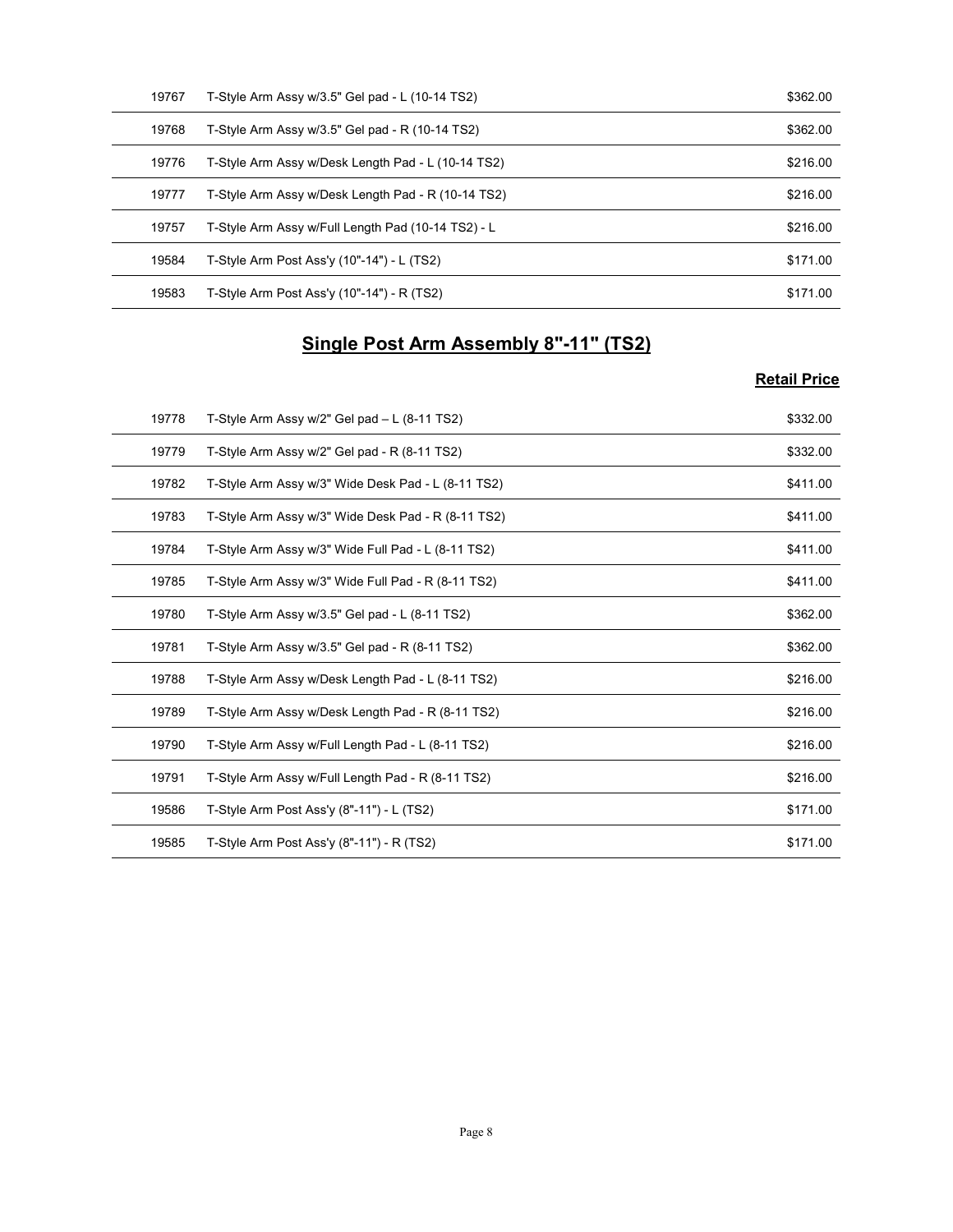| | | |
|---|---|---|
| 19767 | T-Style Arm Assy w/3.5" Gel pad - L (10-14 TS2) | $362.00 |
| 19768 | T-Style Arm Assy w/3.5" Gel pad - R (10-14 TS2) | $362.00 |
| 19776 | T-Style Arm Assy w/Desk Length Pad - L (10-14 TS2) | $216.00 |
| 19777 | T-Style Arm Assy w/Desk Length Pad - R (10-14 TS2) | $216.00 |
| 19757 | T-Style Arm Assy w/Full Length Pad (10-14 TS2) - L | $216.00 |
| 19584 | T-Style Arm Post Ass'y (10"-14") - L (TS2) | $171.00 |
| 19583 | T-Style Arm Post Ass'y (10"-14") - R (TS2) | $171.00 |

## Single Post Arm Assembly 8"-11" (TS2)

| | | Retail Price |
|---|---|---|
| 19778 | T-Style Arm Assy w/2" Gel pad – L (8-11 TS2) | $332.00 |
| 19779 | T-Style Arm Assy w/2" Gel pad - R (8-11 TS2) | $332.00 |
| 19782 | T-Style Arm Assy w/3" Wide Desk Pad - L (8-11 TS2) | $411.00 |
| 19783 | T-Style Arm Assy w/3" Wide Desk Pad - R (8-11 TS2) | $411.00 |
| 19784 | T-Style Arm Assy w/3" Wide Full Pad - L (8-11 TS2) | $411.00 |
| 19785 | T-Style Arm Assy w/3" Wide Full Pad - R (8-11 TS2) | $411.00 |
| 19780 | T-Style Arm Assy w/3.5" Gel pad - L (8-11 TS2) | $362.00 |
| 19781 | T-Style Arm Assy w/3.5" Gel pad - R (8-11 TS2) | $362.00 |
| 19788 | T-Style Arm Assy w/Desk Length Pad - L (8-11 TS2) | $216.00 |
| 19789 | T-Style Arm Assy w/Desk Length Pad - R (8-11 TS2) | $216.00 |
| 19790 | T-Style Arm Assy w/Full Length Pad - L (8-11 TS2) | $216.00 |
| 19791 | T-Style Arm Assy w/Full Length Pad - R (8-11 TS2) | $216.00 |
| 19586 | T-Style Arm Post Ass'y (8"-11") - L (TS2) | $171.00 |
| 19585 | T-Style Arm Post Ass'y (8"-11") - R (TS2) | $171.00 |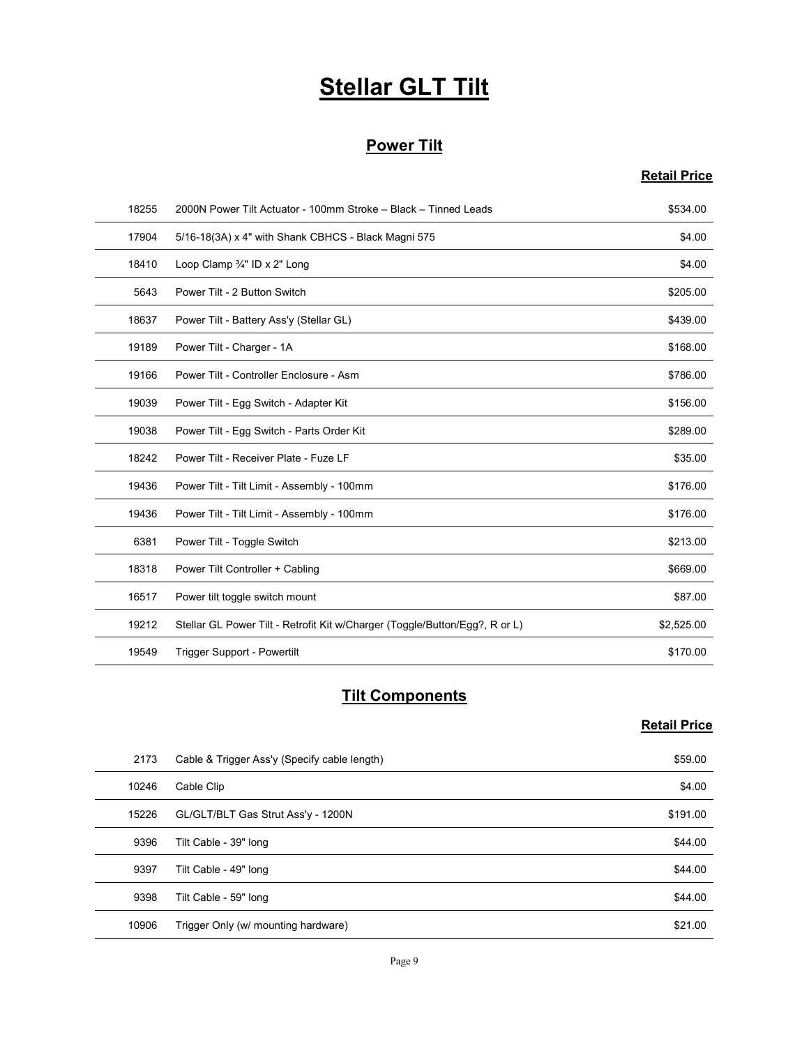# Stellar GLT Tilt

## Power Tilt

| | | Retail Price |
|---|---|---|
| 18255 | 2000N Power Tilt Actuator - 100mm Stroke – Black – Tinned Leads | $534.00 |
| 17904 | 5/16-18(3A) x 4" with Shank CBHCS - Black Magni 575 | $4.00 |
| 18410 | Loop Clamp ¾" ID x 2" Long | $4.00 |
| 5643 | Power Tilt - 2 Button Switch | $205.00 |
| 18637 | Power Tilt - Battery Ass'y (Stellar GL) | $439.00 |
| 19189 | Power Tilt - Charger - 1A | $168.00 |
| 19166 | Power Tilt - Controller Enclosure - Asm | $786.00 |
| 19039 | Power Tilt - Egg Switch - Adapter Kit | $156.00 |
| 19038 | Power Tilt - Egg Switch - Parts Order Kit | $289.00 |
| 18242 | Power Tilt - Receiver Plate - Fuze LF | $35.00 |
| 19436 | Power Tilt - Tilt Limit - Assembly - 100mm | $176.00 |
| 19436 | Power Tilt - Tilt Limit - Assembly - 100mm | $176.00 |
| 6381 | Power Tilt - Toggle Switch | $213.00 |
| 18318 | Power Tilt Controller + Cabling | $669.00 |
| 16517 | Power tilt toggle switch mount | $87.00 |
| 19212 | Stellar GL Power Tilt - Retrofit Kit w/Charger (Toggle/Button/Egg?, R or L) | $2,525.00 |
| 19549 | Trigger Support - Powertilt | $170.00 |

## Tilt Components

| | | Retail Price |
|---|---|---|
| 2173 | Cable & Trigger Ass'y (Specify cable length) | $59.00 |
| 10246 | Cable Clip | $4.00 |
| 15226 | GL/GLT/BLT Gas Strut Ass'y - 1200N | $191.00 |
| 9396 | Tilt Cable - 39" long | $44.00 |
| 9397 | Tilt Cable - 49" long | $44.00 |
| 9398 | Tilt Cable - 59" long | $44.00 |
| 10906 | Trigger Only (w/ mounting hardware) | $21.00 |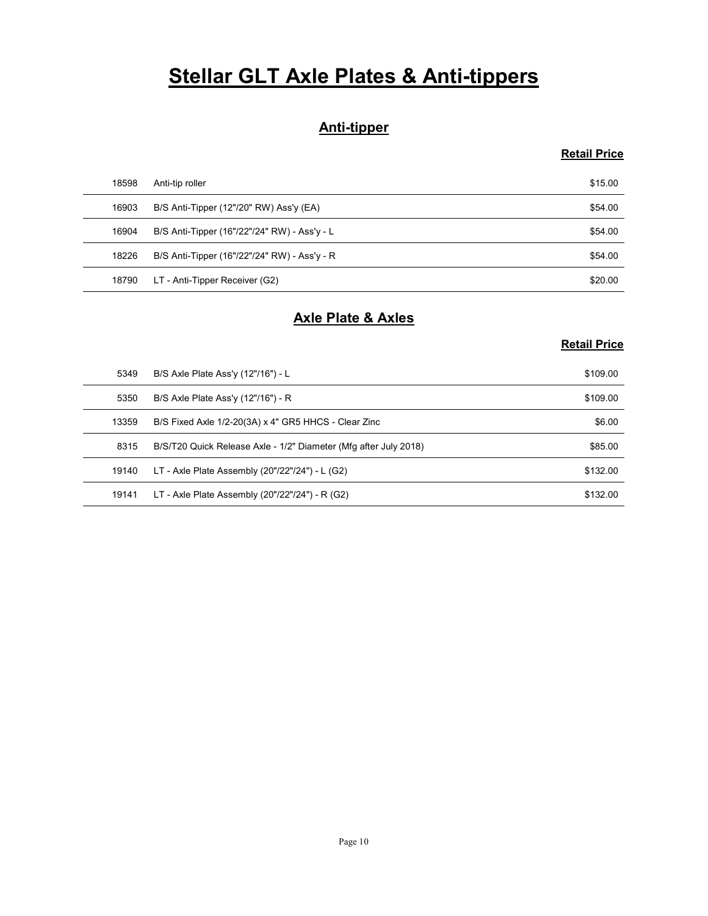# Stellar GLT Axle Plates & Anti-tippers

## Anti-tipper

| | | Retail Price |
|---|---|---|
| 18598 | Anti-tip roller | $15.00 |
| 16903 | B/S Anti-Tipper (12"/20" RW) Ass'y (EA) | $54.00 |
| 16904 | B/S Anti-Tipper (16"/22"/24" RW) - Ass'y - L | $54.00 |
| 18226 | B/S Anti-Tipper (16"/22"/24" RW) - Ass'y - R | $54.00 |
| 18790 | LT - Anti-Tipper Receiver (G2) | $20.00 |

## Axle Plate & Axles

| | | Retail Price |
|---|---|---|
| 5349 | B/S Axle Plate Ass'y (12"/16") - L | $109.00 |
| 5350 | B/S Axle Plate Ass'y (12"/16") - R | $109.00 |
| 13359 | B/S Fixed Axle 1/2-20(3A) x 4" GR5 HHCS - Clear Zinc | $6.00 |
| 8315 | B/S/T20 Quick Release Axle - 1/2" Diameter (Mfg after July 2018) | $85.00 |
| 19140 | LT - Axle Plate Assembly (20"/22"/24") - L (G2) | $132.00 |
| 19141 | LT - Axle Plate Assembly (20"/22"/24") - R (G2) | $132.00 |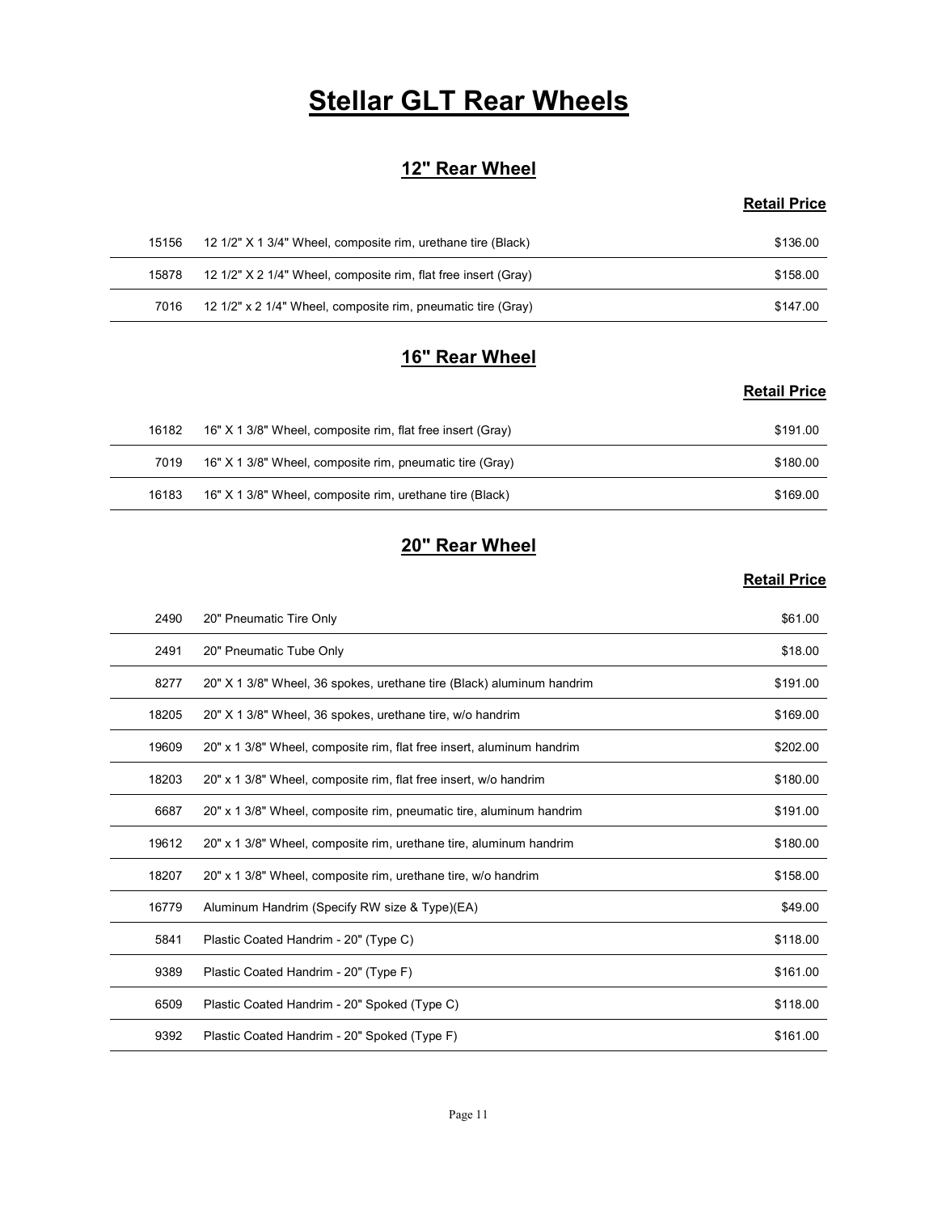# Stellar GLT Rear Wheels

## 12" Rear Wheel

| | | Retail Price |
|---|---|---|
| 15156 | 12 1/2" X 1 3/4" Wheel, composite rim, urethane tire (Black) | $136.00 |
| 15878 | 12 1/2" X 2 1/4" Wheel, composite rim, flat free insert (Gray) | $158.00 |
| 7016 | 12 1/2" x 2 1/4" Wheel, composite rim, pneumatic tire (Gray) | $147.00 |

## 16" Rear Wheel

| | | Retail Price |
|---|---|---|
| 16182 | 16" X 1 3/8" Wheel, composite rim, flat free insert (Gray) | $191.00 |
| 7019 | 16" X 1 3/8" Wheel, composite rim, pneumatic tire (Gray) | $180.00 |
| 16183 | 16" X 1 3/8" Wheel, composite rim, urethane tire (Black) | $169.00 |

## 20" Rear Wheel

| | | Retail Price |
|---|---|---|
| 2490 | 20" Pneumatic Tire Only | $61.00 |
| 2491 | 20" Pneumatic Tube Only | $18.00 |
| 8277 | 20" X 1 3/8" Wheel, 36 spokes, urethane tire (Black) aluminum handrim | $191.00 |
| 18205 | 20" X 1 3/8" Wheel, 36 spokes, urethane tire, w/o handrim | $169.00 |
| 19609 | 20" x 1 3/8" Wheel, composite rim, flat free insert, aluminum handrim | $202.00 |
| 18203 | 20" x 1 3/8" Wheel, composite rim, flat free insert, w/o handrim | $180.00 |
| 6687 | 20" x 1 3/8" Wheel, composite rim, pneumatic tire, aluminum handrim | $191.00 |
| 19612 | 20" x 1 3/8" Wheel, composite rim, urethane tire, aluminum handrim | $180.00 |
| 18207 | 20" x 1 3/8" Wheel, composite rim, urethane tire, w/o handrim | $158.00 |
| 16779 | Aluminum Handrim (Specify RW size & Type)(EA) | $49.00 |
| 5841 | Plastic Coated Handrim - 20" (Type C) | $118.00 |
| 9389 | Plastic Coated Handrim - 20" (Type F) | $161.00 |
| 6509 | Plastic Coated Handrim - 20" Spoked (Type C) | $118.00 |
| 9392 | Plastic Coated Handrim - 20" Spoked (Type F) | $161.00 |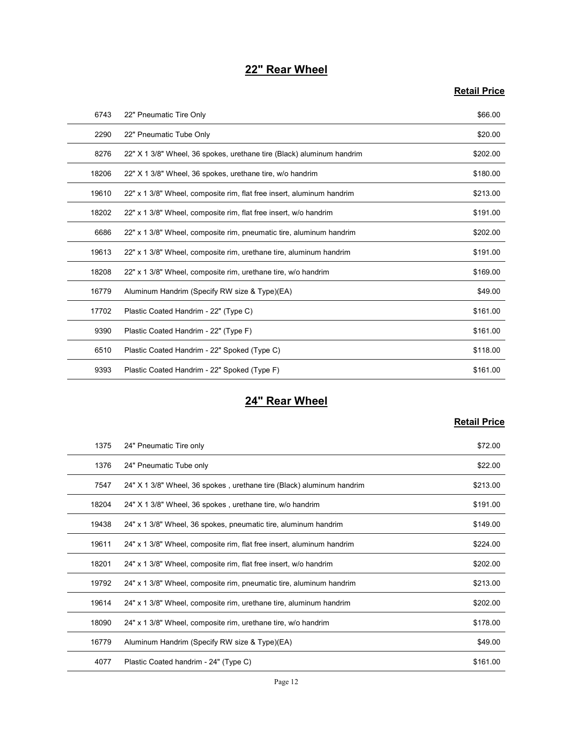## 22" Rear Wheel

| | | Retail Price |
|---|---|---|
| 6743 | 22" Pneumatic Tire Only | $66.00 |
| 2290 | 22" Pneumatic Tube Only | $20.00 |
| 8276 | 22" X 1 3/8" Wheel, 36 spokes, urethane tire (Black) aluminum handrim | $202.00 |
| 18206 | 22" X 1 3/8" Wheel, 36 spokes, urethane tire, w/o handrim | $180.00 |
| 19610 | 22" x 1 3/8" Wheel, composite rim, flat free insert, aluminum handrim | $213.00 |
| 18202 | 22" x 1 3/8" Wheel, composite rim, flat free insert, w/o handrim | $191.00 |
| 6686 | 22" x 1 3/8" Wheel, composite rim, pneumatic tire, aluminum handrim | $202.00 |
| 19613 | 22" x 1 3/8" Wheel, composite rim, urethane tire, aluminum handrim | $191.00 |
| 18208 | 22" x 1 3/8" Wheel, composite rim, urethane tire, w/o handrim | $169.00 |
| 16779 | Aluminum Handrim (Specify RW size & Type)(EA) | $49.00 |
| 17702 | Plastic Coated Handrim - 22" (Type C) | $161.00 |
| 9390 | Plastic Coated Handrim - 22" (Type F) | $161.00 |
| 6510 | Plastic Coated Handrim - 22" Spoked (Type C) | $118.00 |
| 9393 | Plastic Coated Handrim - 22" Spoked (Type F) | $161.00 |

## 24" Rear Wheel

| | | Retail Price |
|---|---|---|
| 1375 | 24" Pneumatic Tire only | $72.00 |
| 1376 | 24" Pneumatic Tube only | $22.00 |
| 7547 | 24" X 1 3/8" Wheel, 36 spokes , urethane tire (Black) aluminum handrim | $213.00 |
| 18204 | 24" X 1 3/8" Wheel, 36 spokes , urethane tire, w/o handrim | $191.00 |
| 19438 | 24" x 1 3/8" Wheel, 36 spokes, pneumatic tire, aluminum handrim | $149.00 |
| 19611 | 24" x 1 3/8" Wheel, composite rim, flat free insert, aluminum handrim | $224.00 |
| 18201 | 24" x 1 3/8" Wheel, composite rim, flat free insert, w/o handrim | $202.00 |
| 19792 | 24" x 1 3/8" Wheel, composite rim, pneumatic tire, aluminum handrim | $213.00 |
| 19614 | 24" x 1 3/8" Wheel, composite rim, urethane tire, aluminum handrim | $202.00 |
| 18090 | 24" x 1 3/8" Wheel, composite rim, urethane tire, w/o handrim | $178.00 |
| 16779 | Aluminum Handrim (Specify RW size & Type)(EA) | $49.00 |
| 4077 | Plastic Coated handrim - 24" (Type C) | $161.00 |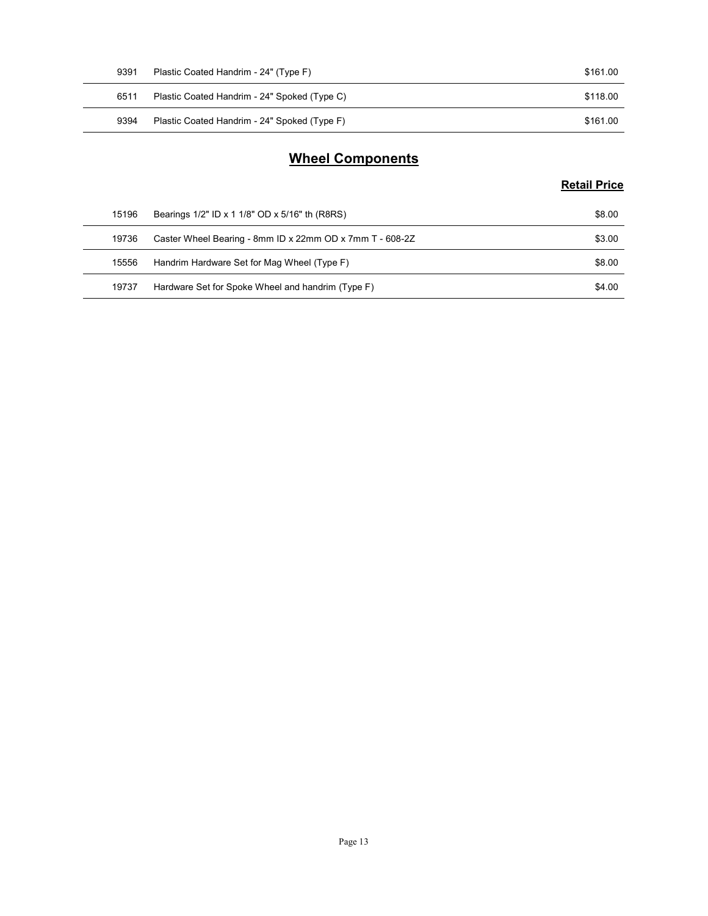| | | |
|---|---|---|
| 9391 | Plastic Coated Handrim - 24" (Type F) | $161.00 |
| 6511 | Plastic Coated Handrim - 24" Spoked (Type C) | $118.00 |
| 9394 | Plastic Coated Handrim - 24" Spoked (Type F) | $161.00 |

## Wheel Components

| | | Retail Price |
|---|---|---|
| 15196 | Bearings 1/2" ID x 1 1/8" OD x 5/16" th (R8RS) | $8.00 |
| 19736 | Caster Wheel Bearing - 8mm ID x 22mm OD x 7mm T - 608-2Z | $3.00 |
| 15556 | Handrim Hardware Set for Mag Wheel (Type F) | $8.00 |
| 19737 | Hardware Set for Spoke Wheel and handrim (Type F) | $4.00 |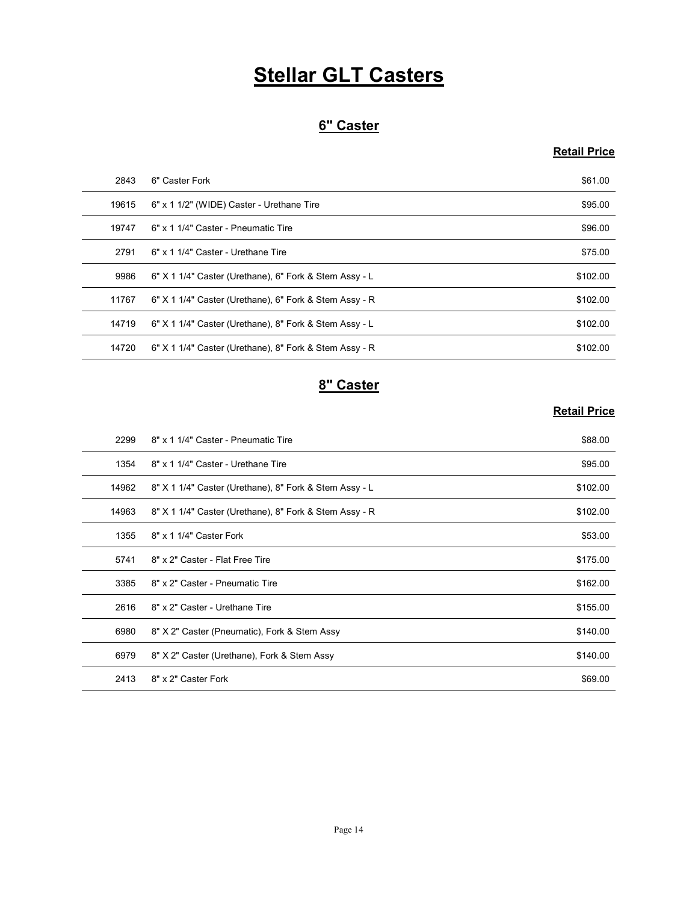# Stellar GLT Casters

## 6" Caster

| | | Retail Price |
|---|---|---|
| 2843 | 6" Caster Fork | $61.00 |
| 19615 | 6" x 1 1/2" (WIDE) Caster - Urethane Tire | $95.00 |
| 19747 | 6" x 1 1/4" Caster - Pneumatic Tire | $96.00 |
| 2791 | 6" x 1 1/4" Caster - Urethane Tire | $75.00 |
| 9986 | 6" X 1 1/4" Caster (Urethane), 6" Fork & Stem Assy - L | $102.00 |
| 11767 | 6" X 1 1/4" Caster (Urethane), 6" Fork & Stem Assy - R | $102.00 |
| 14719 | 6" X 1 1/4" Caster (Urethane), 8" Fork & Stem Assy - L | $102.00 |
| 14720 | 6" X 1 1/4" Caster (Urethane), 8" Fork & Stem Assy - R | $102.00 |

## 8" Caster

| | | Retail Price |
|---|---|---|
| 2299 | 8" x 1 1/4" Caster - Pneumatic Tire | $88.00 |
| 1354 | 8" x 1 1/4" Caster - Urethane Tire | $95.00 |
| 14962 | 8" X 1 1/4" Caster (Urethane), 8" Fork & Stem Assy - L | $102.00 |
| 14963 | 8" X 1 1/4" Caster (Urethane), 8" Fork & Stem Assy - R | $102.00 |
| 1355 | 8" x 1 1/4" Caster Fork | $53.00 |
| 5741 | 8" x 2" Caster - Flat Free Tire | $175.00 |
| 3385 | 8" x 2" Caster - Pneumatic Tire | $162.00 |
| 2616 | 8" x 2" Caster - Urethane Tire | $155.00 |
| 6980 | 8" X 2" Caster (Pneumatic), Fork & Stem Assy | $140.00 |
| 6979 | 8" X 2" Caster (Urethane), Fork & Stem Assy | $140.00 |
| 2413 | 8" x 2" Caster Fork | $69.00 |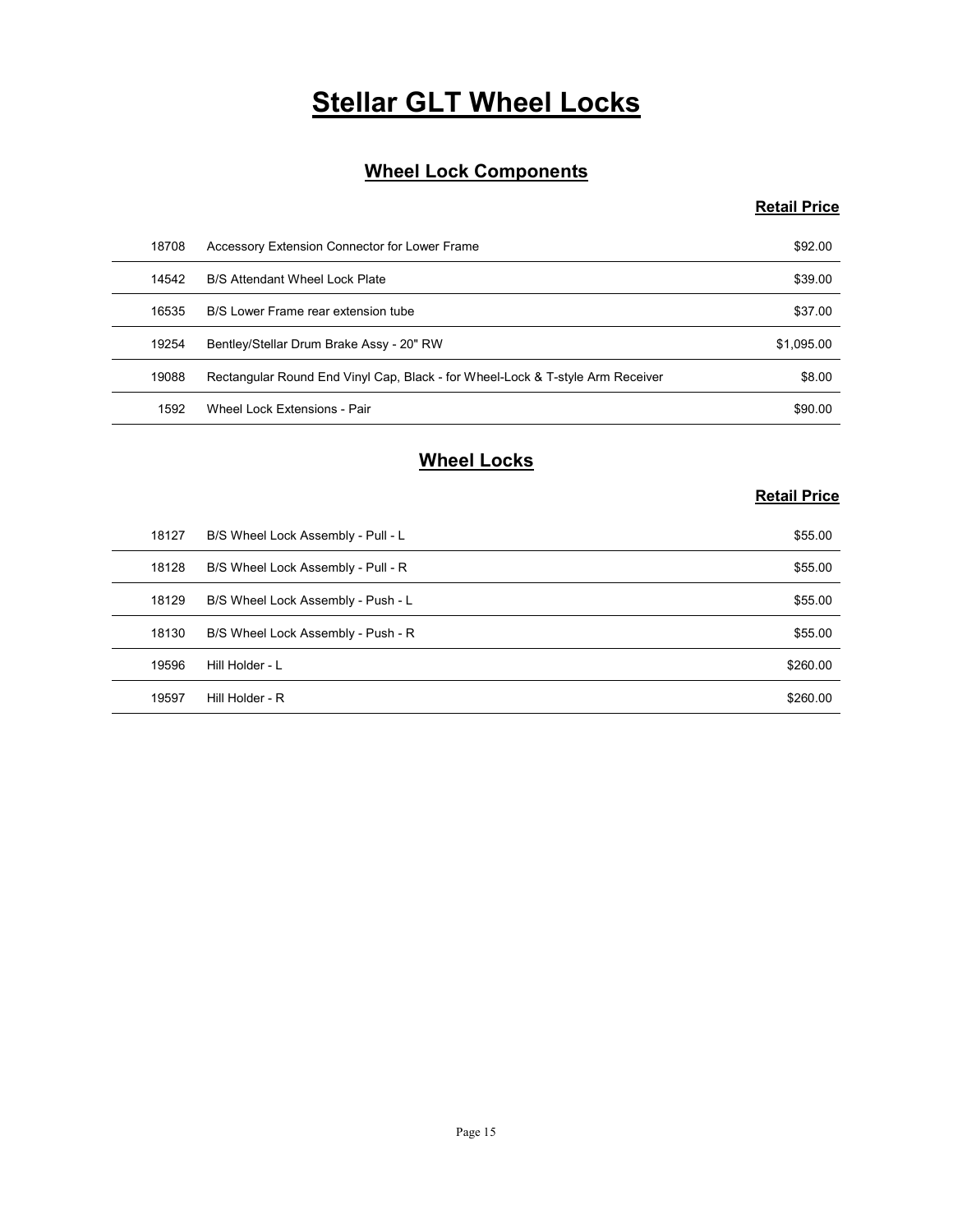# Stellar GLT Wheel Locks

## Wheel Lock Components

| | | Retail Price |
|---|---|---|
| 18708 | Accessory Extension Connector for Lower Frame | $92.00 |
| 14542 | B/S Attendant Wheel Lock Plate | $39.00 |
| 16535 | B/S Lower Frame rear extension tube | $37.00 |
| 19254 | Bentley/Stellar Drum Brake Assy - 20" RW | $1,095.00 |
| 19088 | Rectangular Round End Vinyl Cap, Black - for Wheel-Lock & T-style Arm Receiver | $8.00 |
| 1592 | Wheel Lock Extensions - Pair | $90.00 |

## Wheel Locks

| | | Retail Price |
|---|---|---|
| 18127 | B/S Wheel Lock Assembly - Pull - L | $55.00 |
| 18128 | B/S Wheel Lock Assembly - Pull - R | $55.00 |
| 18129 | B/S Wheel Lock Assembly - Push - L | $55.00 |
| 18130 | B/S Wheel Lock Assembly - Push - R | $55.00 |
| 19596 | Hill Holder - L | $260.00 |
| 19597 | Hill Holder - R | $260.00 |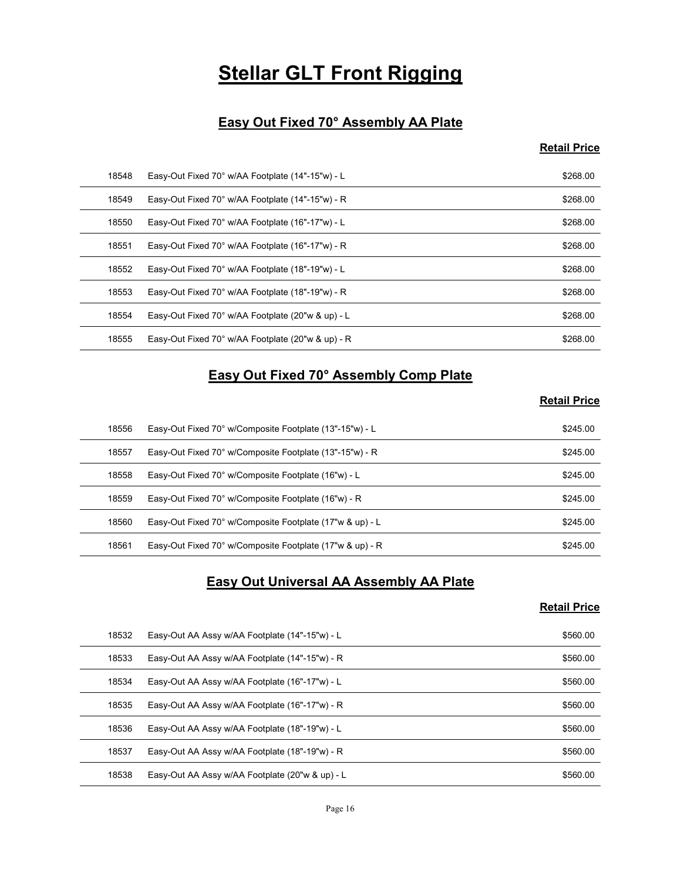# Stellar GLT Front Rigging

## Easy Out Fixed 70° Assembly AA Plate

| | | Retail Price |
|---|---|---|
| 18548 | Easy-Out Fixed 70° w/AA Footplate (14"-15"w) - L | $268.00 |
| 18549 | Easy-Out Fixed 70° w/AA Footplate (14"-15"w) - R | $268.00 |
| 18550 | Easy-Out Fixed 70° w/AA Footplate (16"-17"w) - L | $268.00 |
| 18551 | Easy-Out Fixed 70° w/AA Footplate (16"-17"w) - R | $268.00 |
| 18552 | Easy-Out Fixed 70° w/AA Footplate (18"-19"w) - L | $268.00 |
| 18553 | Easy-Out Fixed 70° w/AA Footplate (18"-19"w) - R | $268.00 |
| 18554 | Easy-Out Fixed 70° w/AA Footplate (20"w & up) - L | $268.00 |
| 18555 | Easy-Out Fixed 70° w/AA Footplate (20"w & up) - R | $268.00 |

## Easy Out Fixed 70° Assembly Comp Plate

| | | Retail Price |
|---|---|---|
| 18556 | Easy-Out Fixed 70° w/Composite Footplate (13"-15"w) - L | $245.00 |
| 18557 | Easy-Out Fixed 70° w/Composite Footplate (13"-15"w) - R | $245.00 |
| 18558 | Easy-Out Fixed 70° w/Composite Footplate (16"w) - L | $245.00 |
| 18559 | Easy-Out Fixed 70° w/Composite Footplate (16"w) - R | $245.00 |
| 18560 | Easy-Out Fixed 70° w/Composite Footplate (17"w & up) - L | $245.00 |
| 18561 | Easy-Out Fixed 70° w/Composite Footplate (17"w & up) - R | $245.00 |

## Easy Out Universal AA Assembly AA Plate

| | | Retail Price |
|---|---|---|
| 18532 | Easy-Out AA Assy w/AA Footplate (14"-15"w) - L | $560.00 |
| 18533 | Easy-Out AA Assy w/AA Footplate (14"-15"w) - R | $560.00 |
| 18534 | Easy-Out AA Assy w/AA Footplate (16"-17"w) - L | $560.00 |
| 18535 | Easy-Out AA Assy w/AA Footplate (16"-17"w) - R | $560.00 |
| 18536 | Easy-Out AA Assy w/AA Footplate (18"-19"w) - L | $560.00 |
| 18537 | Easy-Out AA Assy w/AA Footplate (18"-19"w) - R | $560.00 |
| 18538 | Easy-Out AA Assy w/AA Footplate (20"w & up) - L | $560.00 |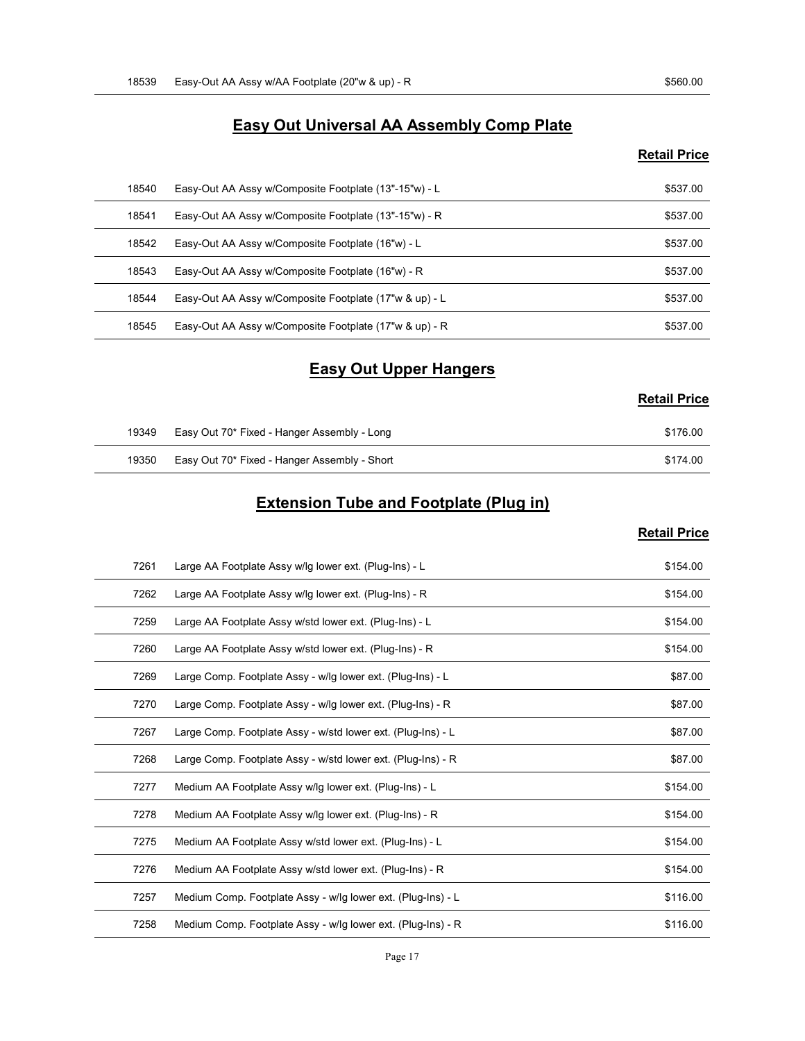| | | |
|---|---|---|
| 18539 | Easy-Out AA Assy w/AA Footplate (20"w & up) - R | $560.00 |

## Easy Out Universal AA Assembly Comp Plate

| | | Retail Price |
|---|---|---|
| 18540 | Easy-Out AA Assy w/Composite Footplate (13"-15"w) - L | $537.00 |
| 18541 | Easy-Out AA Assy w/Composite Footplate (13"-15"w) - R | $537.00 |
| 18542 | Easy-Out AA Assy w/Composite Footplate (16"w) - L | $537.00 |
| 18543 | Easy-Out AA Assy w/Composite Footplate (16"w) - R | $537.00 |
| 18544 | Easy-Out AA Assy w/Composite Footplate (17"w & up) - L | $537.00 |
| 18545 | Easy-Out AA Assy w/Composite Footplate (17"w & up) - R | $537.00 |

## Easy Out Upper Hangers

| | | Retail Price |
|---|---|---|
| 19349 | Easy Out 70* Fixed - Hanger Assembly - Long | $176.00 |
| 19350 | Easy Out 70* Fixed - Hanger Assembly - Short | $174.00 |

## Extension Tube and Footplate (Plug in)

| | | Retail Price |
|---|---|---|
| 7261 | Large AA Footplate Assy w/lg lower ext. (Plug-Ins) - L | $154.00 |
| 7262 | Large AA Footplate Assy w/lg lower ext. (Plug-Ins) - R | $154.00 |
| 7259 | Large AA Footplate Assy w/std lower ext. (Plug-Ins) - L | $154.00 |
| 7260 | Large AA Footplate Assy w/std lower ext. (Plug-Ins) - R | $154.00 |
| 7269 | Large Comp. Footplate Assy - w/lg lower ext. (Plug-Ins) - L | $87.00 |
| 7270 | Large Comp. Footplate Assy - w/lg lower ext. (Plug-Ins) - R | $87.00 |
| 7267 | Large Comp. Footplate Assy - w/std lower ext. (Plug-Ins) - L | $87.00 |
| 7268 | Large Comp. Footplate Assy - w/std lower ext. (Plug-Ins) - R | $87.00 |
| 7277 | Medium AA Footplate Assy w/lg lower ext. (Plug-Ins) - L | $154.00 |
| 7278 | Medium AA Footplate Assy w/lg lower ext. (Plug-Ins) - R | $154.00 |
| 7275 | Medium AA Footplate Assy w/std lower ext. (Plug-Ins) - L | $154.00 |
| 7276 | Medium AA Footplate Assy w/std lower ext. (Plug-Ins) - R | $154.00 |
| 7257 | Medium Comp. Footplate Assy - w/lg lower ext. (Plug-Ins) - L | $116.00 |
| 7258 | Medium Comp. Footplate Assy - w/lg lower ext. (Plug-Ins) - R | $116.00 |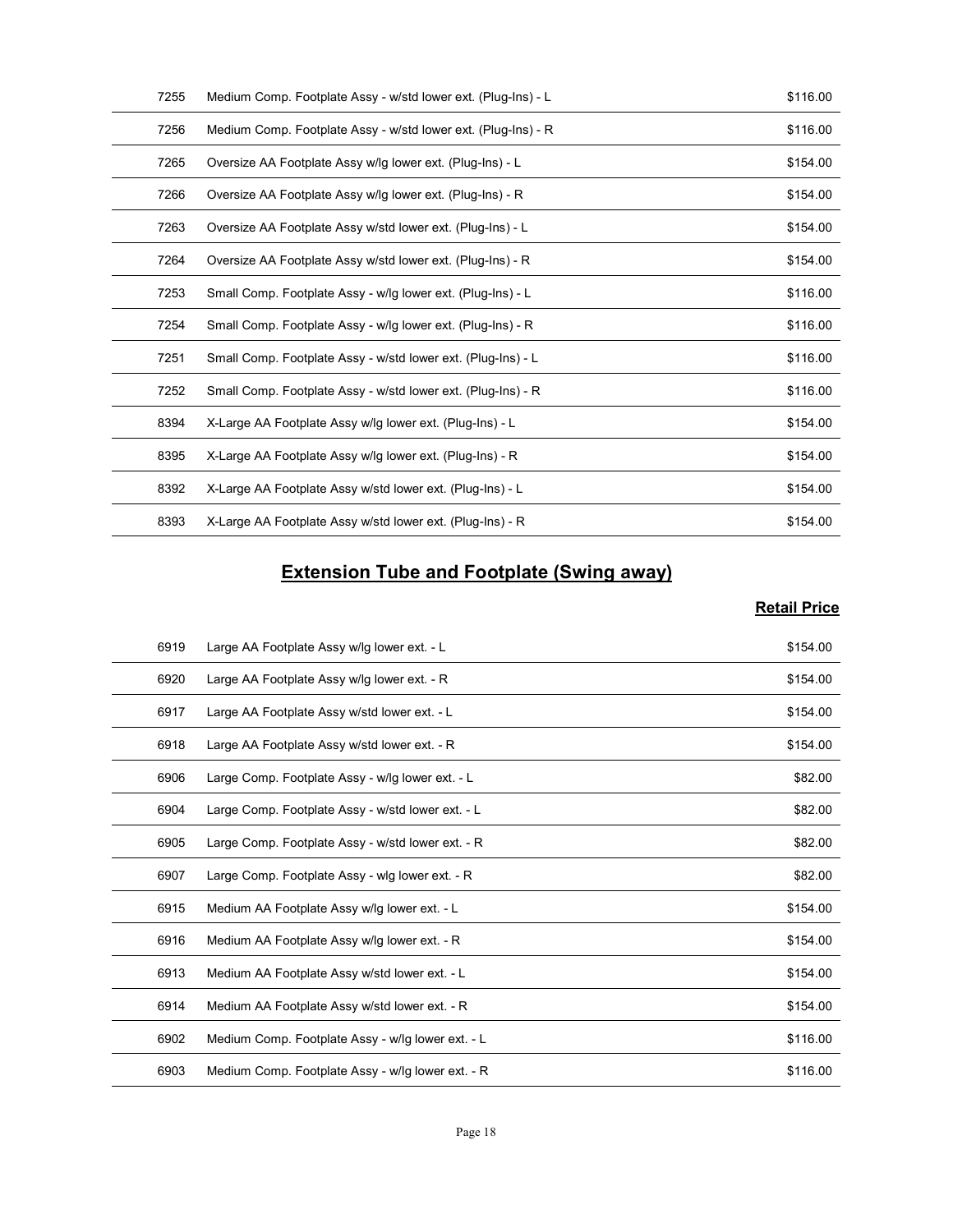| | | |
|---|---|---|
| 7255 | Medium Comp. Footplate Assy - w/std lower ext. (Plug-Ins) - L | $116.00 |
| 7256 | Medium Comp. Footplate Assy - w/std lower ext. (Plug-Ins) - R | $116.00 |
| 7265 | Oversize AA Footplate Assy w/lg lower ext. (Plug-Ins) - L | $154.00 |
| 7266 | Oversize AA Footplate Assy w/lg lower ext. (Plug-Ins) - R | $154.00 |
| 7263 | Oversize AA Footplate Assy w/std lower ext. (Plug-Ins) - L | $154.00 |
| 7264 | Oversize AA Footplate Assy w/std lower ext. (Plug-Ins) - R | $154.00 |
| 7253 | Small Comp. Footplate Assy - w/lg lower ext. (Plug-Ins) - L | $116.00 |
| 7254 | Small Comp. Footplate Assy - w/lg lower ext. (Plug-Ins) - R | $116.00 |
| 7251 | Small Comp. Footplate Assy - w/std lower ext. (Plug-Ins) - L | $116.00 |
| 7252 | Small Comp. Footplate Assy - w/std lower ext. (Plug-Ins) - R | $116.00 |
| 8394 | X-Large AA Footplate Assy w/lg lower ext. (Plug-Ins) - L | $154.00 |
| 8395 | X-Large AA Footplate Assy w/lg lower ext. (Plug-Ins) - R | $154.00 |
| 8392 | X-Large AA Footplate Assy w/std lower ext. (Plug-Ins) - L | $154.00 |
| 8393 | X-Large AA Footplate Assy w/std lower ext. (Plug-Ins) - R | $154.00 |

## Extension Tube and Footplate (Swing away)

| | | Retail Price |
|---|---|---|
| 6919 | Large AA Footplate Assy w/lg lower ext. - L | $154.00 |
| 6920 | Large AA Footplate Assy w/lg lower ext. - R | $154.00 |
| 6917 | Large AA Footplate Assy w/std lower ext. - L | $154.00 |
| 6918 | Large AA Footplate Assy w/std lower ext. - R | $154.00 |
| 6906 | Large Comp. Footplate Assy - w/lg lower ext. - L | $82.00 |
| 6904 | Large Comp. Footplate Assy - w/std lower ext. - L | $82.00 |
| 6905 | Large Comp. Footplate Assy - w/std lower ext. - R | $82.00 |
| 6907 | Large Comp. Footplate Assy - wlg lower ext. - R | $82.00 |
| 6915 | Medium AA Footplate Assy w/lg lower ext. - L | $154.00 |
| 6916 | Medium AA Footplate Assy w/lg lower ext. - R | $154.00 |
| 6913 | Medium AA Footplate Assy w/std lower ext. - L | $154.00 |
| 6914 | Medium AA Footplate Assy w/std lower ext. - R | $154.00 |
| 6902 | Medium Comp. Footplate Assy - w/lg lower ext. - L | $116.00 |
| 6903 | Medium Comp. Footplate Assy - w/lg lower ext. - R | $116.00 |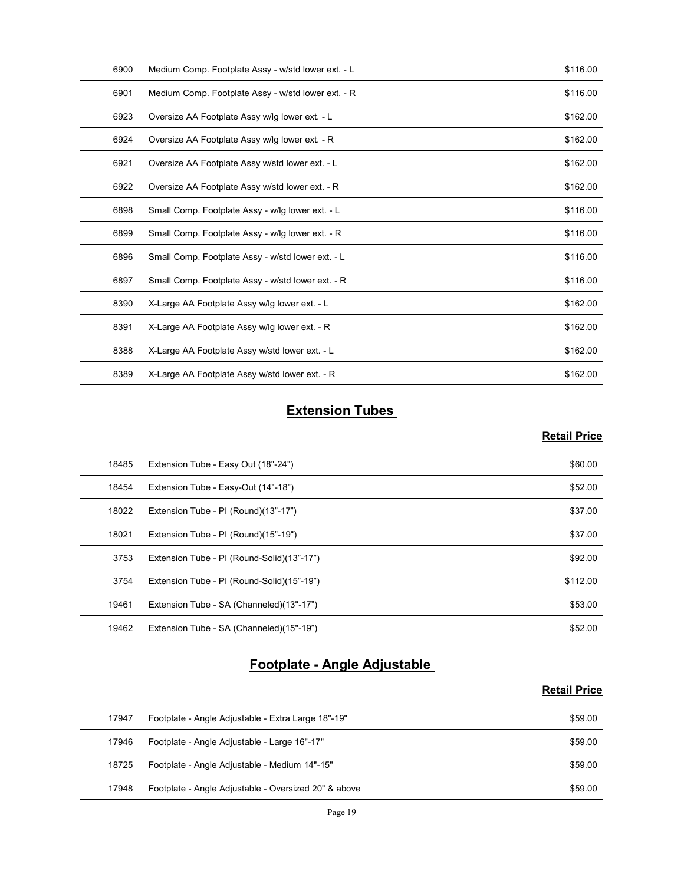| | | |
|---|---|---|
| 6900 | Medium Comp. Footplate Assy - w/std lower ext. - L | $116.00 |
| 6901 | Medium Comp. Footplate Assy - w/std lower ext. - R | $116.00 |
| 6923 | Oversize AA Footplate Assy w/lg lower ext. - L | $162.00 |
| 6924 | Oversize AA Footplate Assy w/lg lower ext. - R | $162.00 |
| 6921 | Oversize AA Footplate Assy w/std lower ext. - L | $162.00 |
| 6922 | Oversize AA Footplate Assy w/std lower ext. - R | $162.00 |
| 6898 | Small Comp. Footplate Assy - w/lg lower ext. - L | $116.00 |
| 6899 | Small Comp. Footplate Assy - w/lg lower ext. - R | $116.00 |
| 6896 | Small Comp. Footplate Assy - w/std lower ext. - L | $116.00 |
| 6897 | Small Comp. Footplate Assy - w/std lower ext. - R | $116.00 |
| 8390 | X-Large AA Footplate Assy w/lg lower ext. - L | $162.00 |
| 8391 | X-Large AA Footplate Assy w/lg lower ext. - R | $162.00 |
| 8388 | X-Large AA Footplate Assy w/std lower ext. - L | $162.00 |
| 8389 | X-Large AA Footplate Assy w/std lower ext. - R | $162.00 |

## Extension Tubes

| | | **Retail Price** |
|---|---|---|
| 18485 | Extension Tube - Easy Out (18"-24") | $60.00 |
| 18454 | Extension Tube - Easy-Out (14"-18") | $52.00 |
| 18022 | Extension Tube - PI (Round)(13”-17”) | $37.00 |
| 18021 | Extension Tube - PI (Round)(15”-19") | $37.00 |
| 3753 | Extension Tube - PI (Round-Solid)(13”-17”) | $92.00 |
| 3754 | Extension Tube - PI (Round-Solid)(15”-19”) | $112.00 |
| 19461 | Extension Tube - SA (Channeled)(13"-17”) | $53.00 |
| 19462 | Extension Tube - SA (Channeled)(15"-19”) | $52.00 |

## Footplate - Angle Adjustable

| | | **Retail Price** |
|---|---|---|
| 17947 | Footplate - Angle Adjustable - Extra Large 18"-19" | $59.00 |
| 17946 | Footplate - Angle Adjustable - Large 16"-17" | $59.00 |
| 18725 | Footplate - Angle Adjustable - Medium 14"-15" | $59.00 |
| 17948 | Footplate - Angle Adjustable - Oversized 20" & above | $59.00 |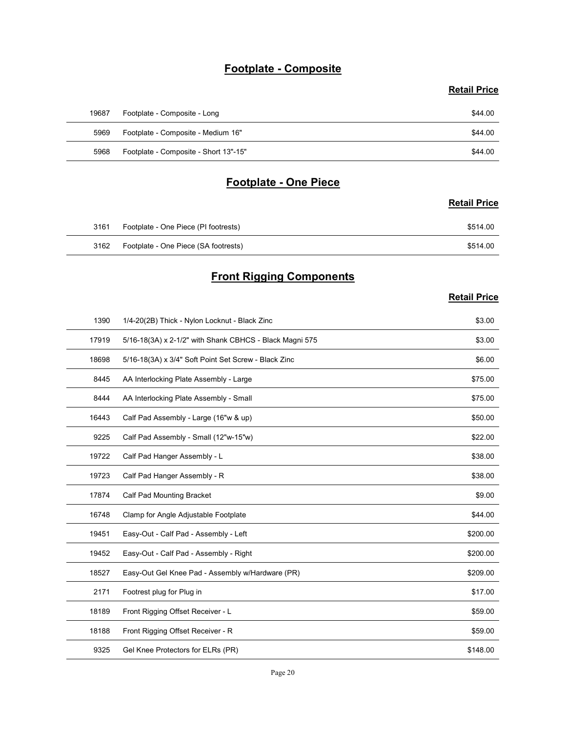## Footplate - Composite

| | | Retail Price |
|---|---|---|
| 19687 | Footplate - Composite - Long | $44.00 |
| 5969 | Footplate - Composite - Medium 16" | $44.00 |
| 5968 | Footplate - Composite - Short 13"-15" | $44.00 |

## Footplate - One Piece

| | | Retail Price |
|---|---|---|
| 3161 | Footplate - One Piece (PI footrests) | $514.00 |
| 3162 | Footplate - One Piece (SA footrests) | $514.00 |

## Front Rigging Components

| | | Retail Price |
|---|---|---|
| 1390 | 1/4-20(2B) Thick - Nylon Locknut - Black Zinc | $3.00 |
| 17919 | 5/16-18(3A) x 2-1/2" with Shank CBHCS - Black Magni 575 | $3.00 |
| 18698 | 5/16-18(3A) x 3/4" Soft Point Set Screw - Black Zinc | $6.00 |
| 8445 | AA Interlocking Plate Assembly - Large | $75.00 |
| 8444 | AA Interlocking Plate Assembly - Small | $75.00 |
| 16443 | Calf Pad Assembly - Large (16"w & up) | $50.00 |
| 9225 | Calf Pad Assembly - Small (12"w-15"w) | $22.00 |
| 19722 | Calf Pad Hanger Assembly - L | $38.00 |
| 19723 | Calf Pad Hanger Assembly - R | $38.00 |
| 17874 | Calf Pad Mounting Bracket | $9.00 |
| 16748 | Clamp for Angle Adjustable Footplate | $44.00 |
| 19451 | Easy-Out - Calf Pad - Assembly - Left | $200.00 |
| 19452 | Easy-Out - Calf Pad - Assembly - Right | $200.00 |
| 18527 | Easy-Out Gel Knee Pad - Assembly w/Hardware (PR) | $209.00 |
| 2171 | Footrest plug for Plug in | $17.00 |
| 18189 | Front Rigging Offset Receiver - L | $59.00 |
| 18188 | Front Rigging Offset Receiver - R | $59.00 |
| 9325 | Gel Knee Protectors for ELRs (PR) | $148.00 |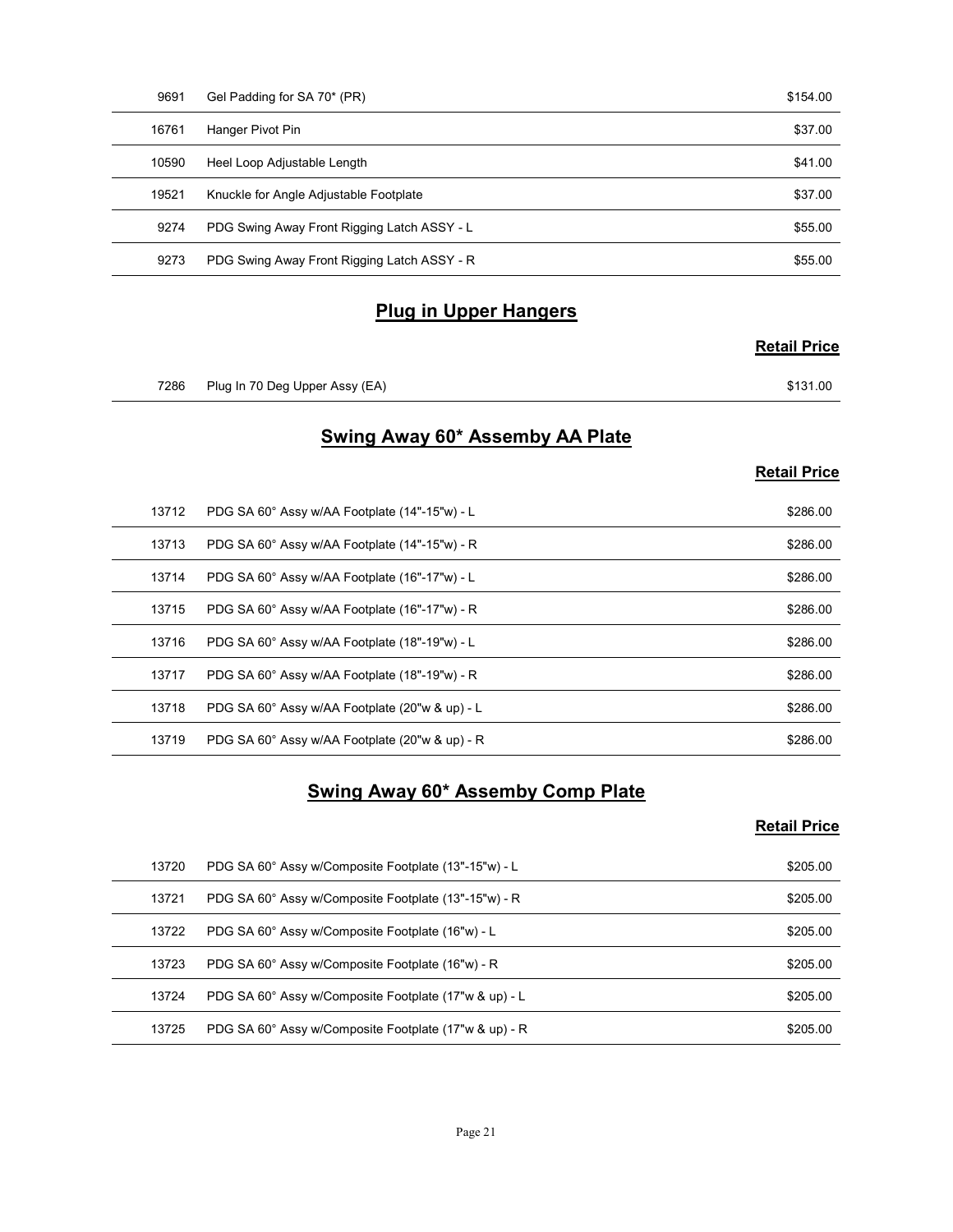| | | |
|---|---|---|
| 9691 | Gel Padding for SA 70* (PR) | $154.00 |
| 16761 | Hanger Pivot Pin | $37.00 |
| 10590 | Heel Loop Adjustable Length | $41.00 |
| 19521 | Knuckle for Angle Adjustable Footplate | $37.00 |
| 9274 | PDG Swing Away Front Rigging Latch ASSY - L | $55.00 |
| 9273 | PDG Swing Away Front Rigging Latch ASSY - R | $55.00 |

## Plug in Upper Hangers

| | | Retail Price |
|---|---|---|
| 7286 | Plug In 70 Deg Upper Assy (EA) | $131.00 |

## Swing Away 60* Assemby AA Plate

| | | Retail Price |
|---|---|---|
| 13712 | PDG SA 60° Assy w/AA Footplate (14"-15"w) - L | $286.00 |
| 13713 | PDG SA 60° Assy w/AA Footplate (14"-15"w) - R | $286.00 |
| 13714 | PDG SA 60° Assy w/AA Footplate (16"-17"w) - L | $286.00 |
| 13715 | PDG SA 60° Assy w/AA Footplate (16"-17"w) - R | $286.00 |
| 13716 | PDG SA 60° Assy w/AA Footplate (18"-19"w) - L | $286.00 |
| 13717 | PDG SA 60° Assy w/AA Footplate (18"-19"w) - R | $286.00 |
| 13718 | PDG SA 60° Assy w/AA Footplate (20"w & up) - L | $286.00 |
| 13719 | PDG SA 60° Assy w/AA Footplate (20"w & up) - R | $286.00 |

## Swing Away 60* Assemby Comp Plate

| | | Retail Price |
|---|---|---|
| 13720 | PDG SA 60° Assy w/Composite Footplate (13"-15"w) - L | $205.00 |
| 13721 | PDG SA 60° Assy w/Composite Footplate (13"-15"w) - R | $205.00 |
| 13722 | PDG SA 60° Assy w/Composite Footplate (16"w) - L | $205.00 |
| 13723 | PDG SA 60° Assy w/Composite Footplate (16"w) - R | $205.00 |
| 13724 | PDG SA 60° Assy w/Composite Footplate (17"w & up) - L | $205.00 |
| 13725 | PDG SA 60° Assy w/Composite Footplate (17"w & up) - R | $205.00 |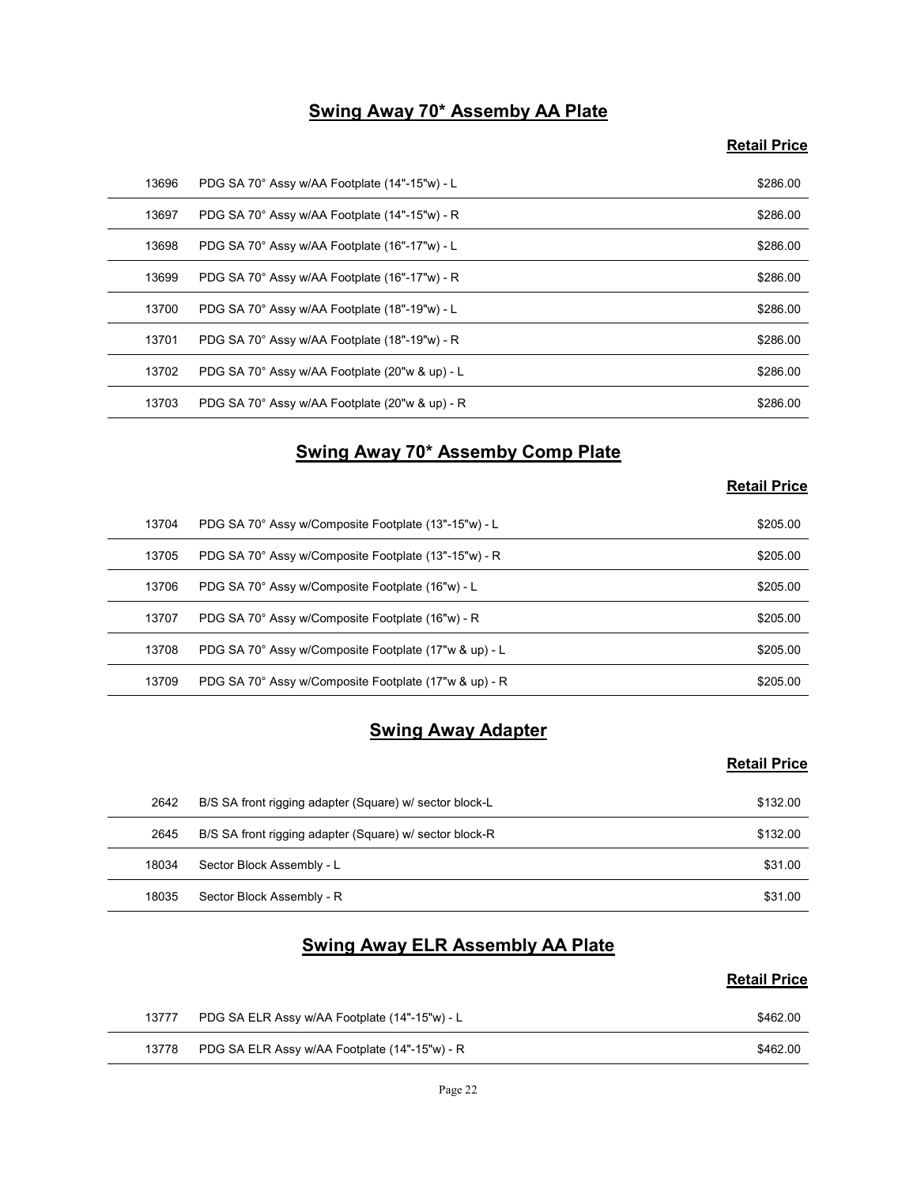## Swing Away 70* Assemby AA Plate

| | | Retail Price |
|---|---|---|
| 13696 | PDG SA 70° Assy w/AA Footplate (14"-15"w) - L | $286.00 |
| 13697 | PDG SA 70° Assy w/AA Footplate (14"-15"w) - R | $286.00 |
| 13698 | PDG SA 70° Assy w/AA Footplate (16"-17"w) - L | $286.00 |
| 13699 | PDG SA 70° Assy w/AA Footplate (16"-17"w) - R | $286.00 |
| 13700 | PDG SA 70° Assy w/AA Footplate (18"-19"w) - L | $286.00 |
| 13701 | PDG SA 70° Assy w/AA Footplate (18"-19"w) - R | $286.00 |
| 13702 | PDG SA 70° Assy w/AA Footplate (20"w & up) - L | $286.00 |
| 13703 | PDG SA 70° Assy w/AA Footplate (20"w & up) - R | $286.00 |

## Swing Away 70* Assemby Comp Plate

| | | Retail Price |
|---|---|---|
| 13704 | PDG SA 70° Assy w/Composite Footplate (13"-15"w) - L | $205.00 |
| 13705 | PDG SA 70° Assy w/Composite Footplate (13"-15"w) - R | $205.00 |
| 13706 | PDG SA 70° Assy w/Composite Footplate (16"w) - L | $205.00 |
| 13707 | PDG SA 70° Assy w/Composite Footplate (16"w) - R | $205.00 |
| 13708 | PDG SA 70° Assy w/Composite Footplate (17"w & up) - L | $205.00 |
| 13709 | PDG SA 70° Assy w/Composite Footplate (17"w & up) - R | $205.00 |

## Swing Away Adapter

| | | Retail Price |
|---|---|---|
| 2642 | B/S SA front rigging adapter (Square) w/ sector block-L | $132.00 |
| 2645 | B/S SA front rigging adapter (Square) w/ sector block-R | $132.00 |
| 18034 | Sector Block Assembly - L | $31.00 |
| 18035 | Sector Block Assembly - R | $31.00 |

## Swing Away ELR Assembly AA Plate

| | | Retail Price |
|---|---|---|
| 13777 | PDG SA ELR Assy w/AA Footplate (14"-15"w) - L | $462.00 |
| 13778 | PDG SA ELR Assy w/AA Footplate (14"-15"w) - R | $462.00 |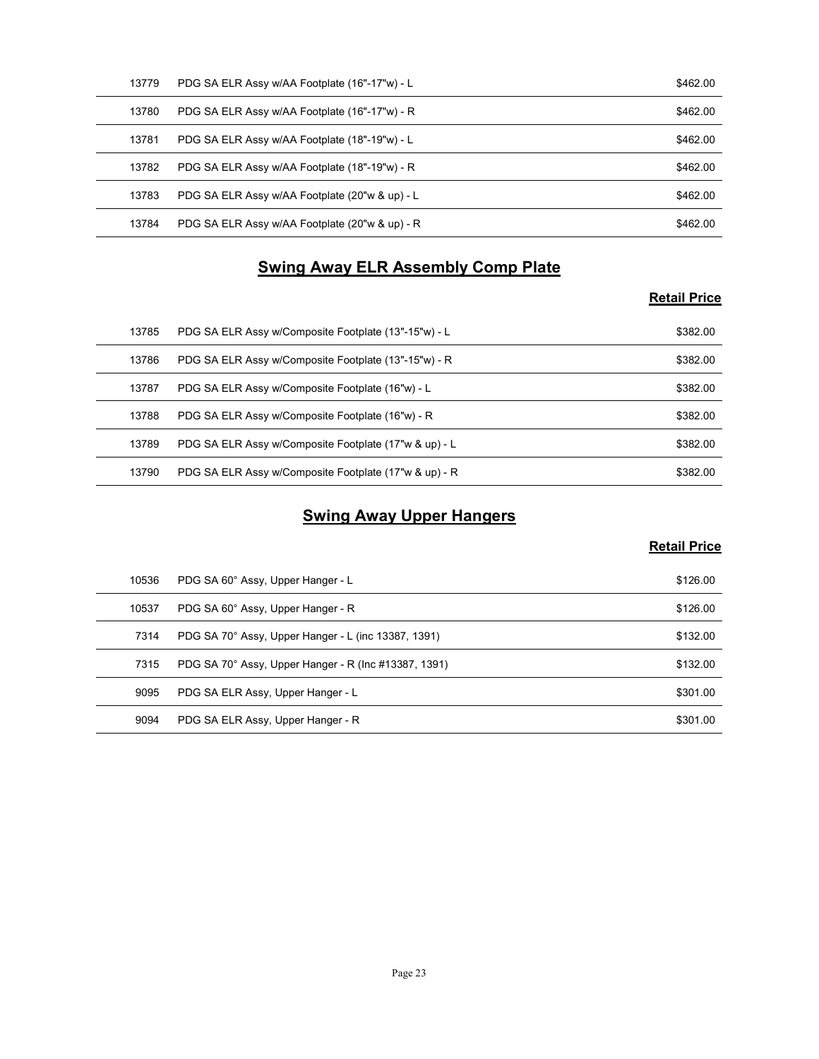| | | |
|---|---|---|
| 13779 | PDG SA ELR Assy w/AA Footplate (16"-17"w) - L | $462.00 |
| 13780 | PDG SA ELR Assy w/AA Footplate (16"-17"w) - R | $462.00 |
| 13781 | PDG SA ELR Assy w/AA Footplate (18"-19"w) - L | $462.00 |
| 13782 | PDG SA ELR Assy w/AA Footplate (18"-19"w) - R | $462.00 |
| 13783 | PDG SA ELR Assy w/AA Footplate (20"w & up) - L | $462.00 |
| 13784 | PDG SA ELR Assy w/AA Footplate (20"w & up) - R | $462.00 |

## Swing Away ELR Assembly Comp Plate

| | | Retail Price |
|---|---|---|
| 13785 | PDG SA ELR Assy w/Composite Footplate (13"-15"w) - L | $382.00 |
| 13786 | PDG SA ELR Assy w/Composite Footplate (13"-15"w) - R | $382.00 |
| 13787 | PDG SA ELR Assy w/Composite Footplate (16"w) - L | $382.00 |
| 13788 | PDG SA ELR Assy w/Composite Footplate (16"w) - R | $382.00 |
| 13789 | PDG SA ELR Assy w/Composite Footplate (17"w & up) - L | $382.00 |
| 13790 | PDG SA ELR Assy w/Composite Footplate (17"w & up) - R | $382.00 |

## Swing Away Upper Hangers

| | | Retail Price |
|---|---|---|
| 10536 | PDG SA 60° Assy, Upper Hanger - L | $126.00 |
| 10537 | PDG SA 60° Assy, Upper Hanger - R | $126.00 |
| 7314 | PDG SA 70° Assy, Upper Hanger - L (inc 13387, 1391) | $132.00 |
| 7315 | PDG SA 70° Assy, Upper Hanger - R (Inc #13387, 1391) | $132.00 |
| 9095 | PDG SA ELR Assy, Upper Hanger - L | $301.00 |
| 9094 | PDG SA ELR Assy, Upper Hanger - R | $301.00 |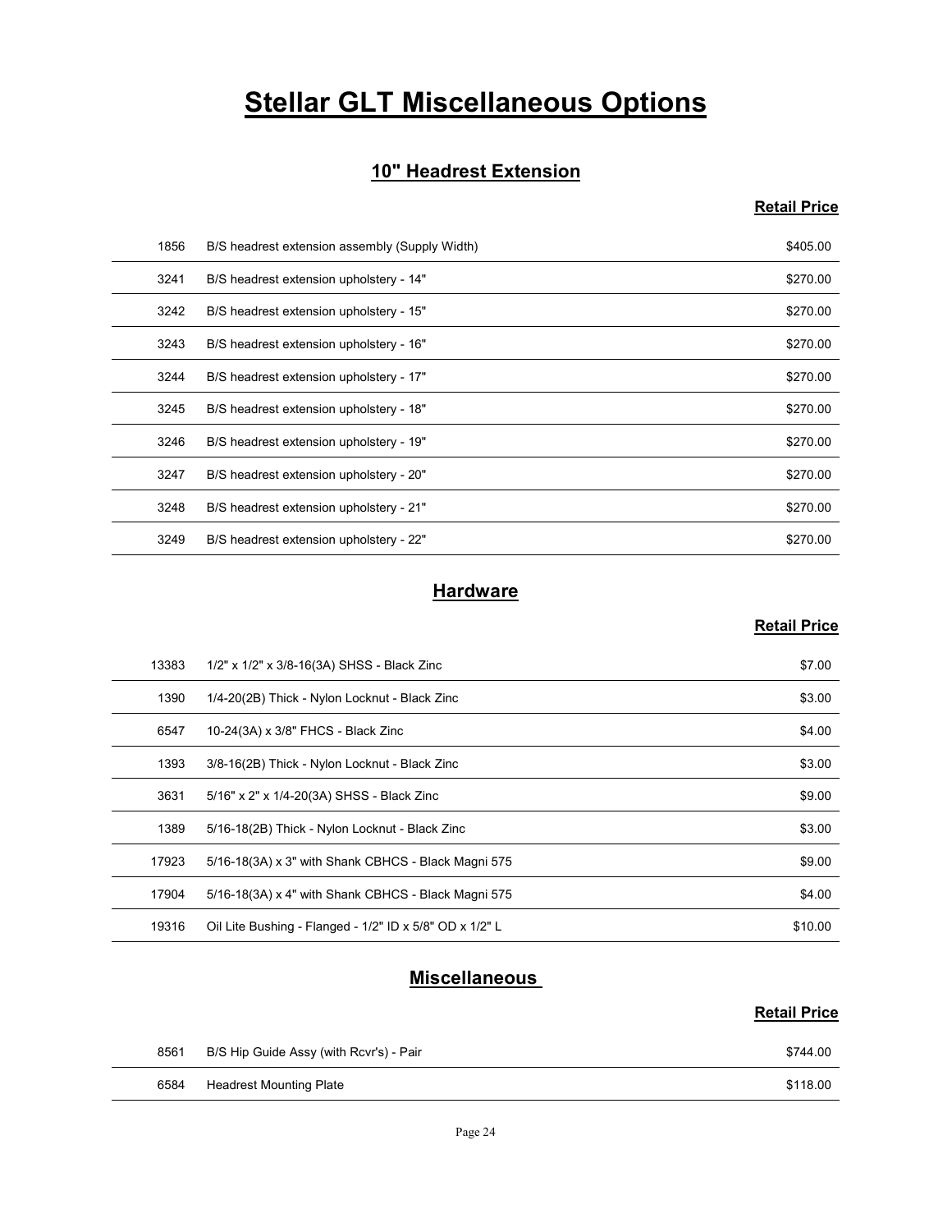# Stellar GLT Miscellaneous Options

## 10" Headrest Extension

| | | Retail Price |
|---|---|---|
| 1856 | B/S headrest extension assembly (Supply Width) | $405.00 |
| 3241 | B/S headrest extension upholstery - 14" | $270.00 |
| 3242 | B/S headrest extension upholstery - 15" | $270.00 |
| 3243 | B/S headrest extension upholstery - 16" | $270.00 |
| 3244 | B/S headrest extension upholstery - 17" | $270.00 |
| 3245 | B/S headrest extension upholstery - 18" | $270.00 |
| 3246 | B/S headrest extension upholstery - 19" | $270.00 |
| 3247 | B/S headrest extension upholstery - 20" | $270.00 |
| 3248 | B/S headrest extension upholstery - 21" | $270.00 |
| 3249 | B/S headrest extension upholstery - 22" | $270.00 |

## Hardware

| | | Retail Price |
|---|---|---|
| 13383 | 1/2" x 1/2" x 3/8-16(3A) SHSS - Black Zinc | $7.00 |
| 1390 | 1/4-20(2B) Thick - Nylon Locknut - Black Zinc | $3.00 |
| 6547 | 10-24(3A) x 3/8" FHCS - Black Zinc | $4.00 |
| 1393 | 3/8-16(2B) Thick - Nylon Locknut - Black Zinc | $3.00 |
| 3631 | 5/16" x 2" x 1/4-20(3A) SHSS - Black Zinc | $9.00 |
| 1389 | 5/16-18(2B) Thick - Nylon Locknut - Black Zinc | $3.00 |
| 17923 | 5/16-18(3A) x 3" with Shank CBHCS - Black Magni 575 | $9.00 |
| 17904 | 5/16-18(3A) x 4" with Shank CBHCS - Black Magni 575 | $4.00 |
| 19316 | Oil Lite Bushing - Flanged - 1/2" ID x 5/8" OD x 1/2" L | $10.00 |

## Miscellaneous

| | | Retail Price |
|---|---|---|
| 8561 | B/S Hip Guide Assy (with Rcvr's) - Pair | $744.00 |
| 6584 | Headrest Mounting Plate | $118.00 |